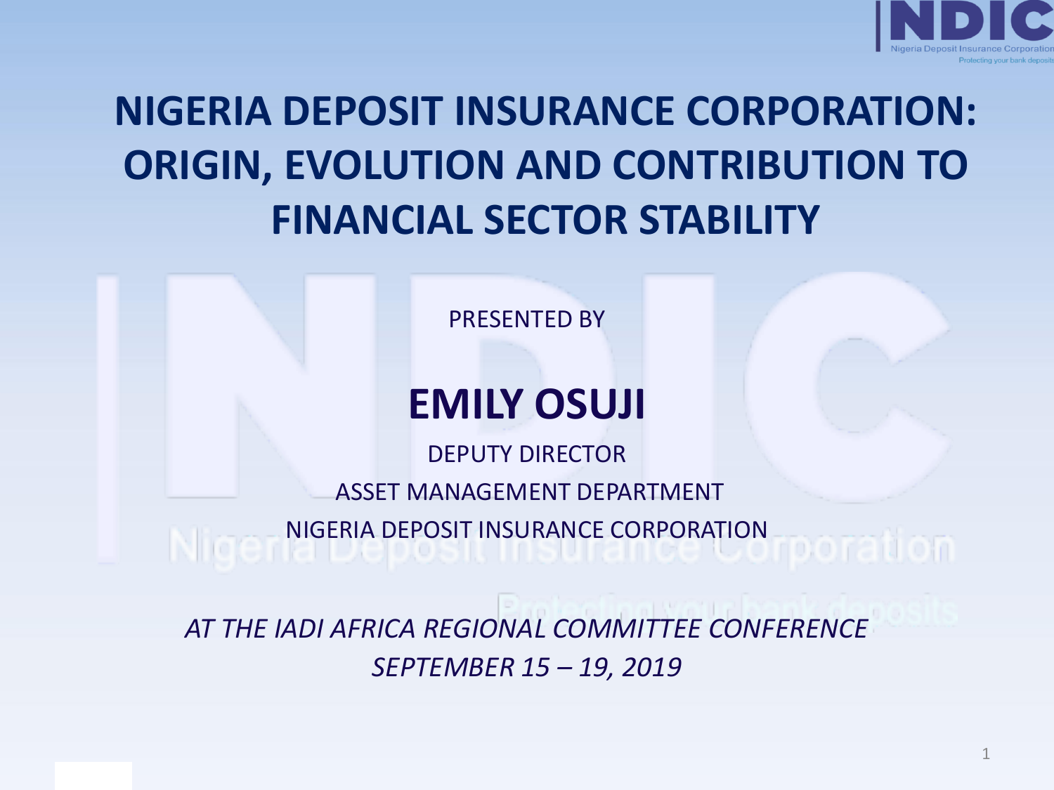# NIGERIA DEPOSIT INSURANCE CORPORATION: ORIGIN, EVOLUTION AND CONTRIBUTION TO FINANCIAL SECTOR STABILITY

PRESENTED BY

## EMILY OSUJI

DEPUTY DIRECTOR

ASSET MANAGEMENT DEPARTMENT

NIGERIA DEPOSIT INSURANCE CORPORATION

*AT THE IADI AFRICA REGIONAL COMMITTEE CONFERENCE*

*SEPTEMBER 15 – 19, 2019*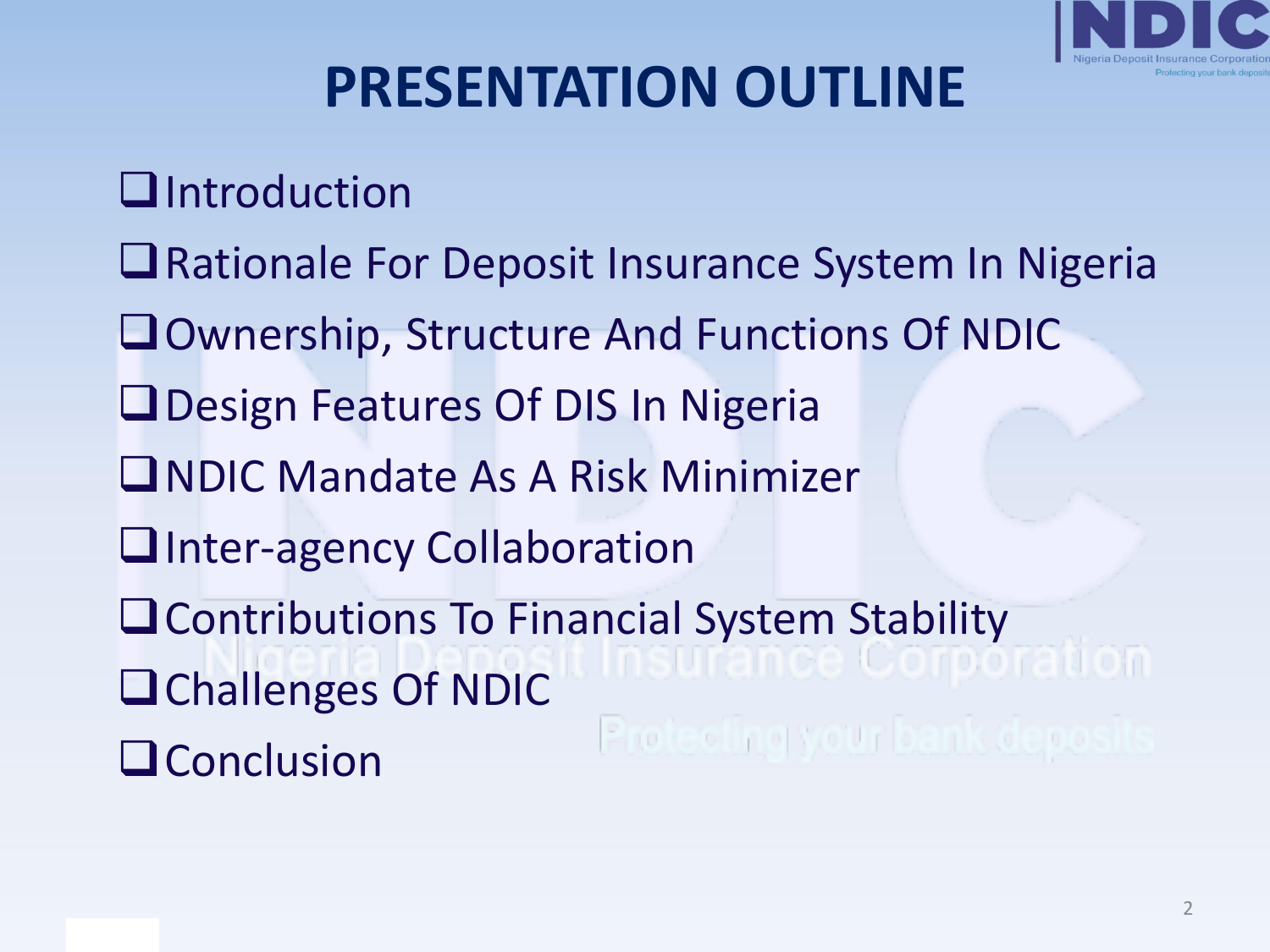# PRESENTATION OUTLINE

- Introduction
- Rationale For Deposit Insurance System In Nigeria
- Ownership, Structure And Functions Of NDIC
- Design Features Of DIS In Nigeria
- NDIC Mandate As A Risk Minimizer
- Inter-agency Collaboration
- Contributions To Financial System Stability
- Challenges Of NDIC
- Conclusion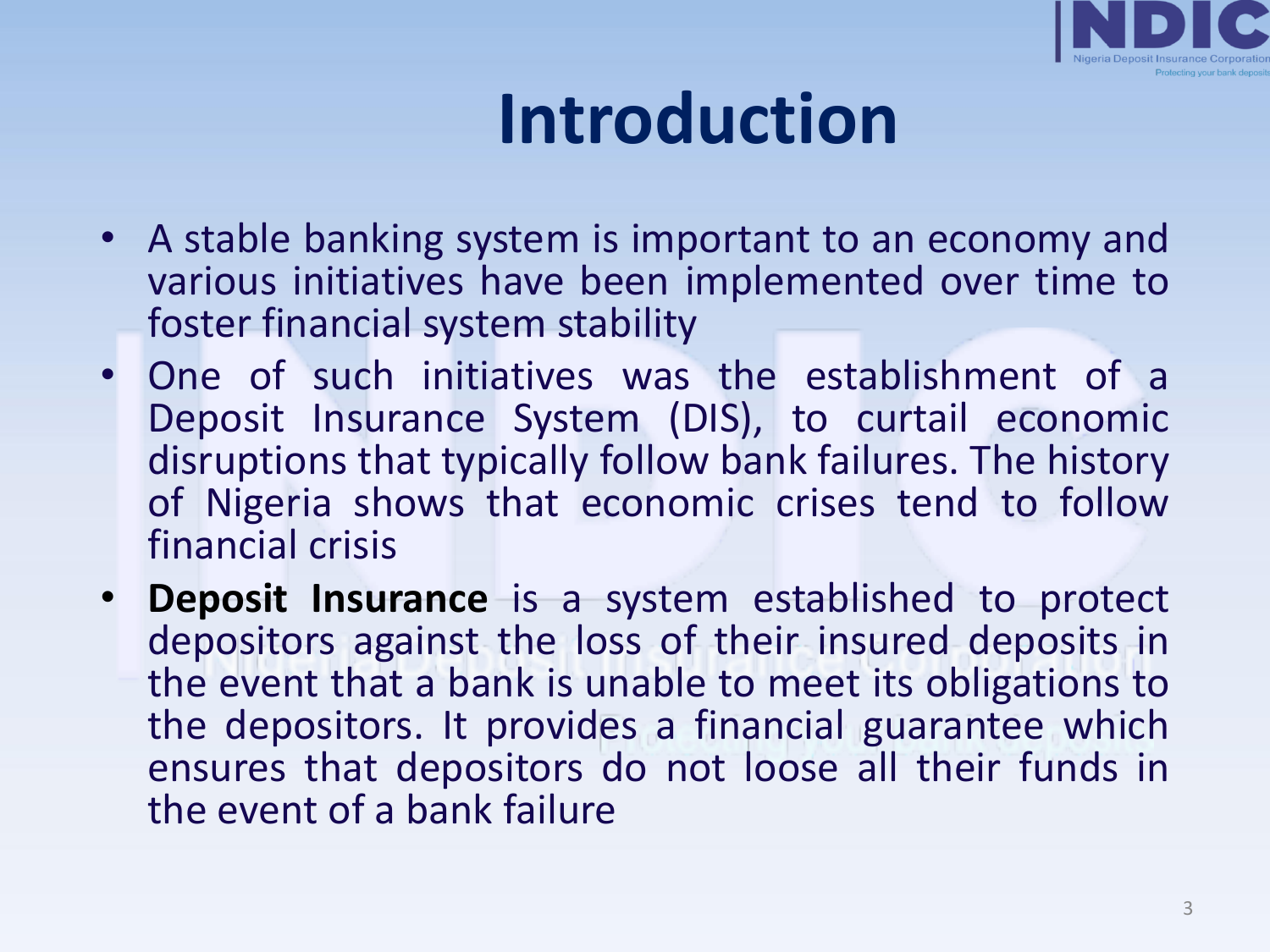# Introduction

- A stable banking system is important to an economy and various initiatives have been implemented over time to foster financial system stability
- One of such initiatives was the establishment of a Deposit Insurance System (DIS), to curtail economic disruptions that typically follow bank failures. The history of Nigeria shows that economic crises tend to follow financial crisis
- **Deposit Insurance** is a system established to protect depositors against the loss of their insured deposits in the event that a bank is unable to meet its obligations to the depositors. It provides a financial guarantee which ensures that depositors do not loose all their funds in the event of a bank failure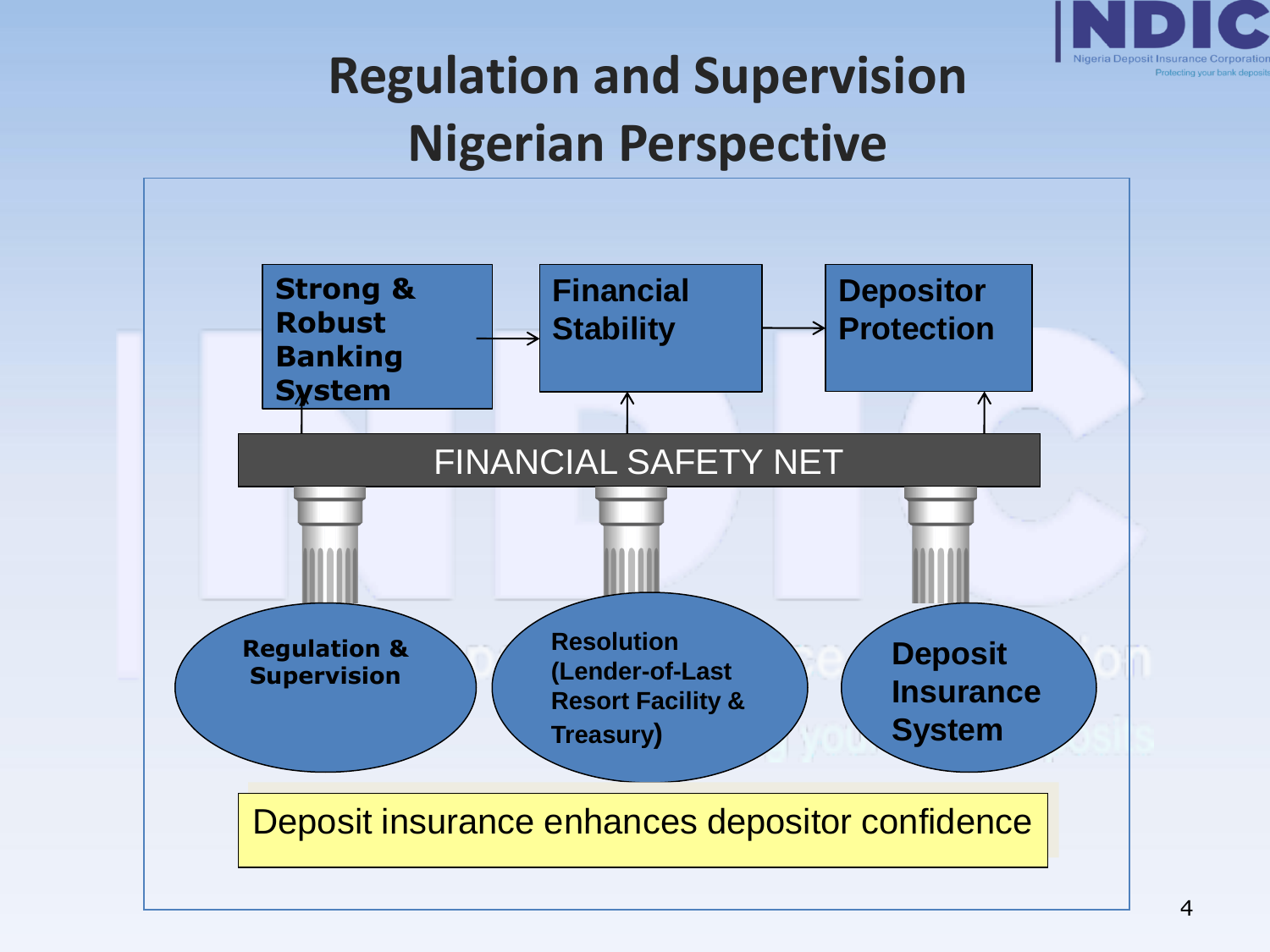# Regulation and Supervision Nigerian Perspective

Strong & Robust Banking System → Financial Stability → Depositor Protection

FINANCIAL SAFETY NET

Regulation & Supervision

Resolution (Lender-of-Last Resort Facility & Treasury)

Deposit Insurance System

Deposit insurance enhances depositor confidence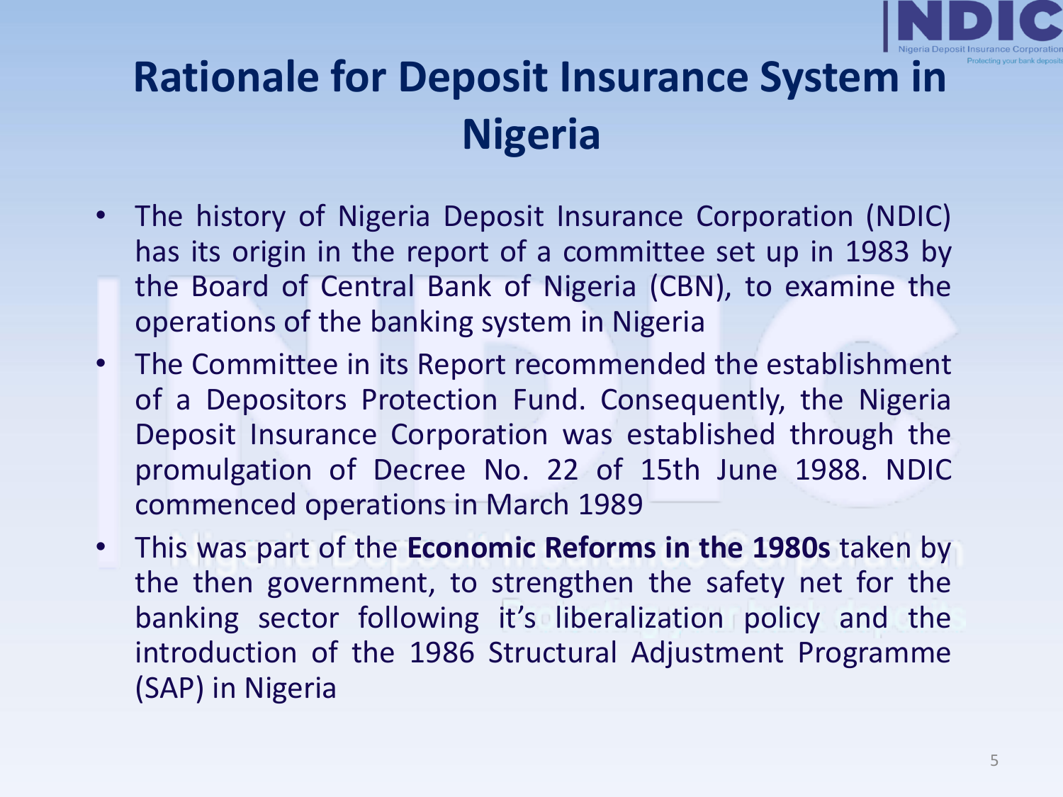# Rationale for Deposit Insurance System in Nigeria

- The history of Nigeria Deposit Insurance Corporation (NDIC) has its origin in the report of a committee set up in 1983 by the Board of Central Bank of Nigeria (CBN), to examine the operations of the banking system in Nigeria
- The Committee in its Report recommended the establishment of a Depositors Protection Fund. Consequently, the Nigeria Deposit Insurance Corporation was established through the promulgation of Decree No. 22 of 15th June 1988. NDIC commenced operations in March 1989
- This was part of the **Economic Reforms in the 1980s** taken by the then government, to strengthen the safety net for the banking sector following it's liberalization policy and the introduction of the 1986 Structural Adjustment Programme (SAP) in Nigeria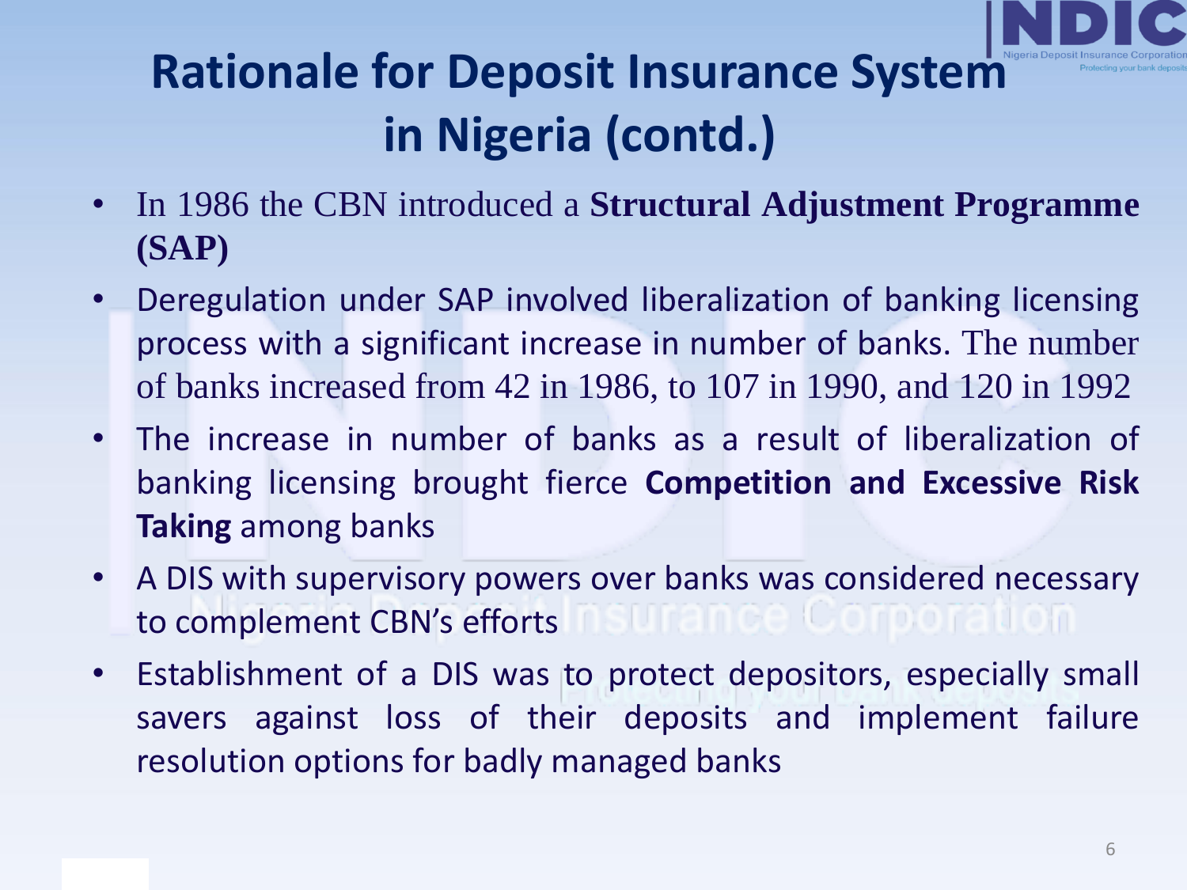# Rationale for Deposit Insurance System in Nigeria (contd.)

- In 1986 the CBN introduced a **Structural Adjustment Programme (SAP)**
- Deregulation under SAP involved liberalization of banking licensing process with a significant increase in number of banks. The number of banks increased from 42 in 1986, to 107 in 1990, and 120 in 1992
- The increase in number of banks as a result of liberalization of banking licensing brought fierce **Competition and Excessive Risk Taking** among banks
- A DIS with supervisory powers over banks was considered necessary to complement CBN's efforts
- Establishment of a DIS was to protect depositors, especially small savers against loss of their deposits and implement failure resolution options for badly managed banks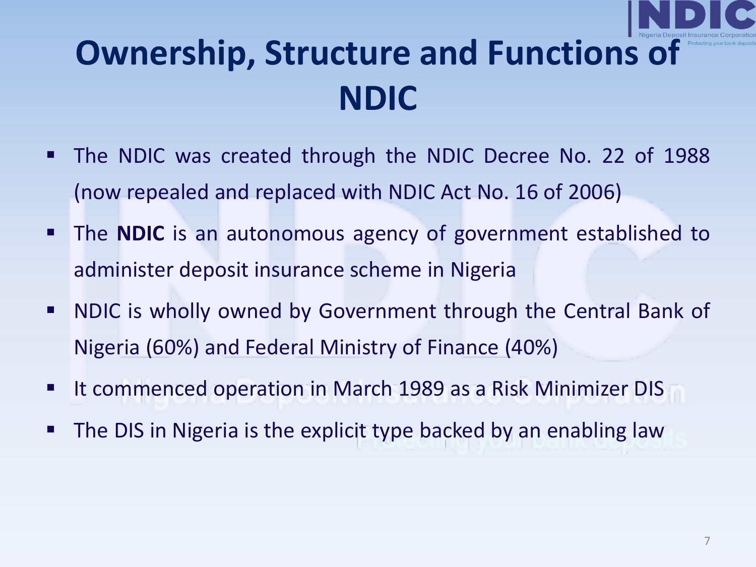# Ownership, Structure and Functions of NDIC

- The NDIC was created through the NDIC Decree No. 22 of 1988 (now repealed and replaced with NDIC Act No. 16 of 2006)
- The **NDIC** is an autonomous agency of government established to administer deposit insurance scheme in Nigeria
- NDIC is wholly owned by Government through the Central Bank of Nigeria (60%) and Federal Ministry of Finance (40%)
- It commenced operation in March 1989 as a Risk Minimizer DIS
- The DIS in Nigeria is the explicit type backed by an enabling law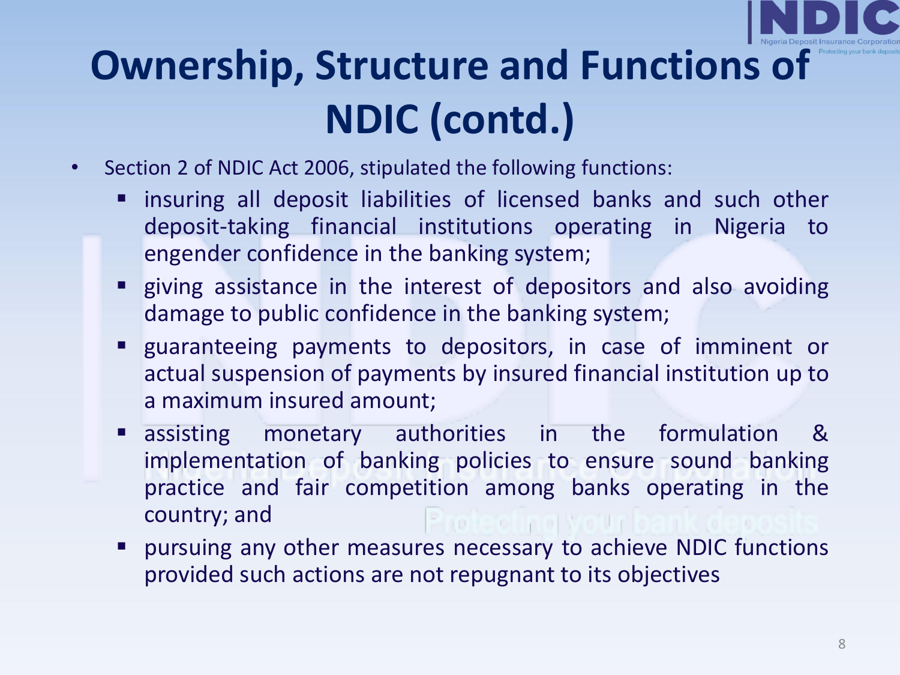# Ownership, Structure and Functions of NDIC (contd.)

- Section 2 of NDIC Act 2006, stipulated the following functions:
  - insuring all deposit liabilities of licensed banks and such other deposit-taking financial institutions operating in Nigeria to engender confidence in the banking system;
  - giving assistance in the interest of depositors and also avoiding damage to public confidence in the banking system;
  - guaranteeing payments to depositors, in case of imminent or actual suspension of payments by insured financial institution up to a maximum insured amount;
  - assisting monetary authorities in the formulation & implementation of banking policies to ensure sound banking practice and fair competition among banks operating in the country; and
  - pursuing any other measures necessary to achieve NDIC functions provided such actions are not repugnant to its objectives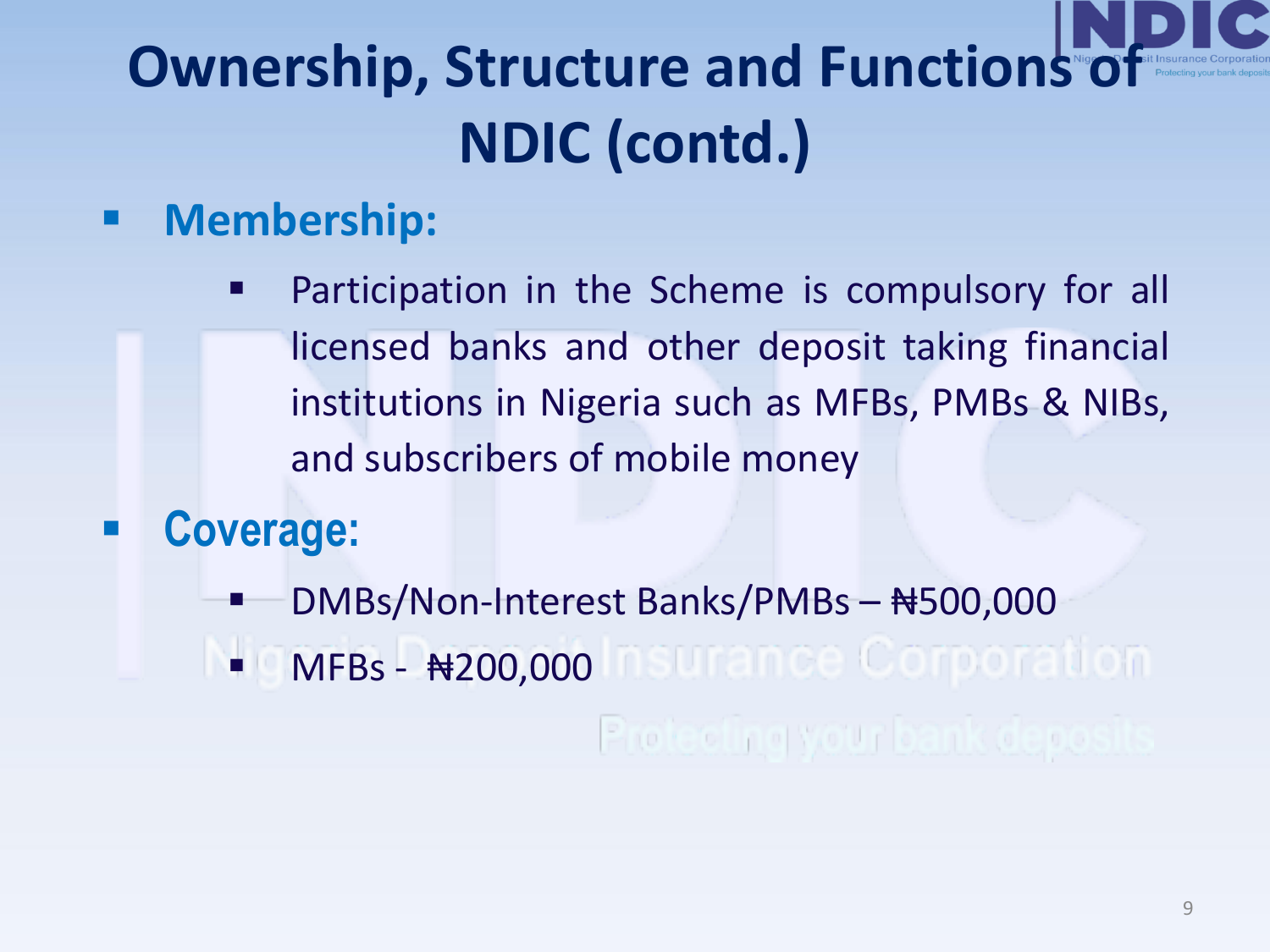# Ownership, Structure and Functions of NDIC (contd.)

- **Membership:**
  - Participation in the Scheme is compulsory for all licensed banks and other deposit taking financial institutions in Nigeria such as MFBs, PMBs & NIBs, and subscribers of mobile money
- **Coverage:**
  - DMBs/Non-Interest Banks/PMBs – ₦500,000
  - MFBs - ₦200,000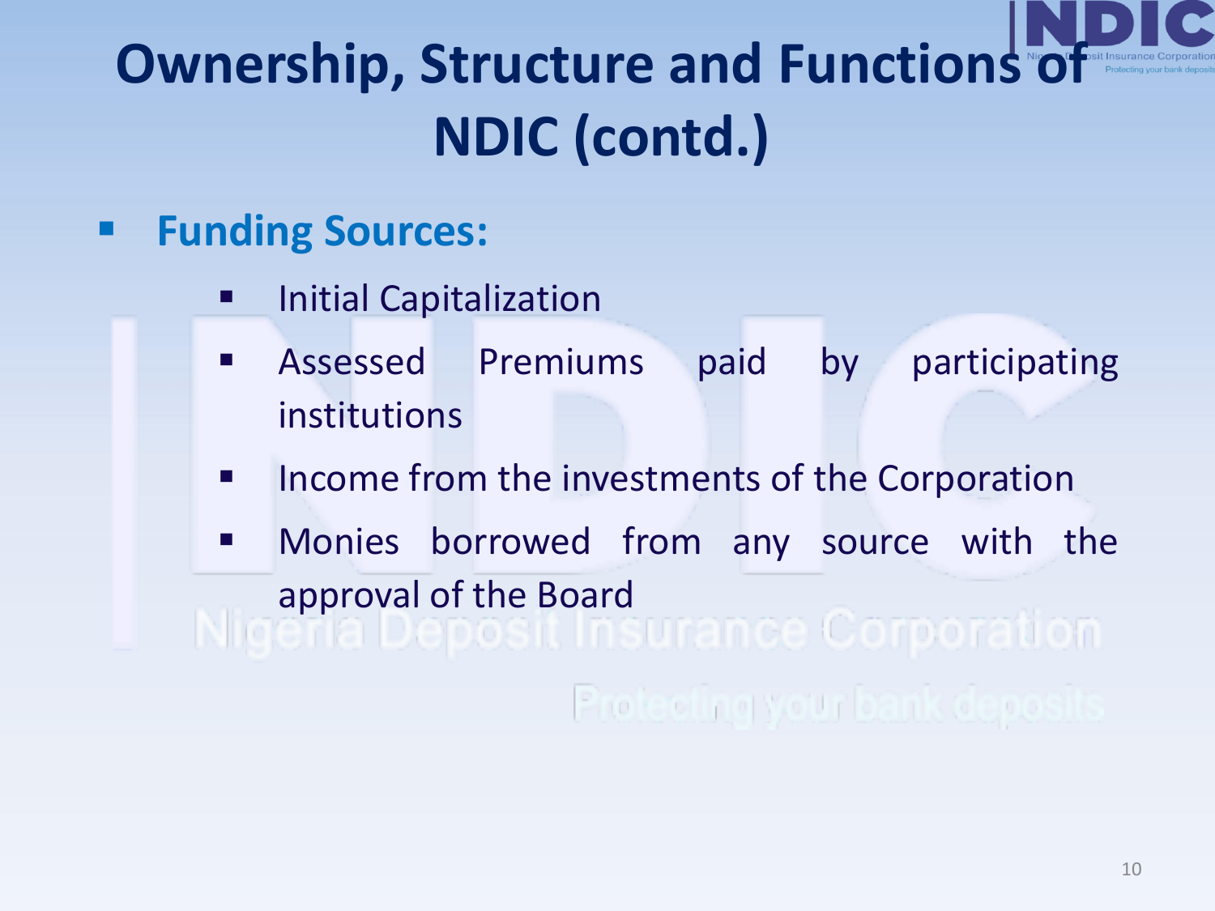# Ownership, Structure and Functions of NDIC (contd.)

- **Funding Sources:**
  - Initial Capitalization
  - Assessed Premiums paid by participating institutions
  - Income from the investments of the Corporation
  - Monies borrowed from any source with the approval of the Board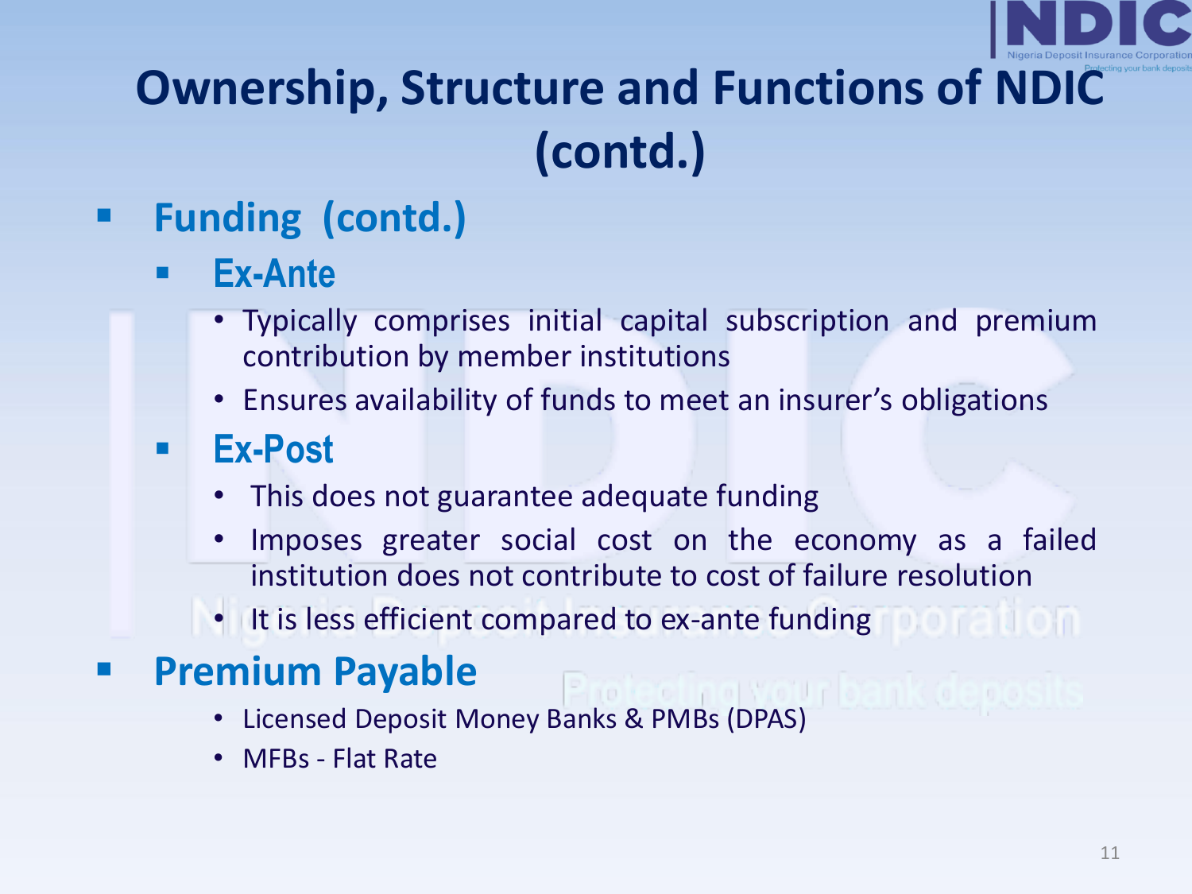# Ownership, Structure and Functions of NDIC (contd.)

- **Funding (contd.)**
  - **Ex-Ante**
    - Typically comprises initial capital subscription and premium contribution by member institutions
    - Ensures availability of funds to meet an insurer's obligations
  - **Ex-Post**
    - This does not guarantee adequate funding
    - Imposes greater social cost on the economy as a failed institution does not contribute to cost of failure resolution
    - It is less efficient compared to ex-ante funding
- **Premium Payable**
  - Licensed Deposit Money Banks & PMBs (DPAS)
  - MFBs - Flat Rate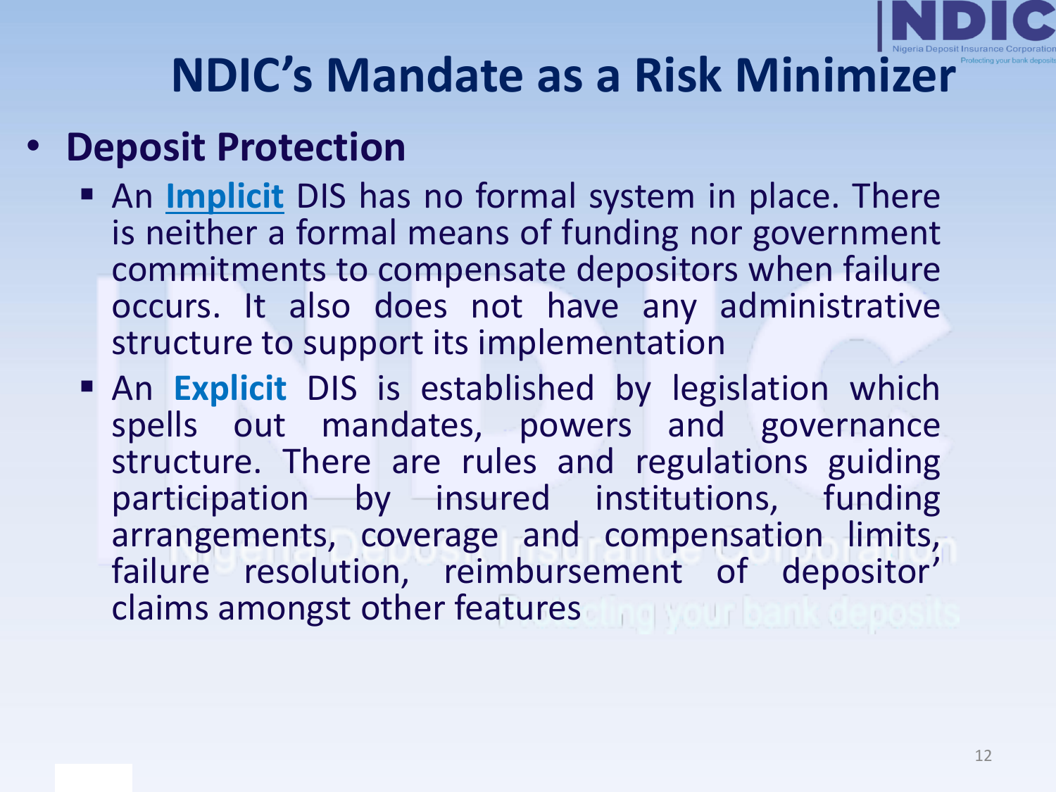# NDIC's Mandate as a Risk Minimizer

- **Deposit Protection**
  - An **Implicit** DIS has no formal system in place. There is neither a formal means of funding nor government commitments to compensate depositors when failure occurs. It also does not have any administrative structure to support its implementation
  - An **Explicit** DIS is established by legislation which spells out mandates, powers and governance structure. There are rules and regulations guiding participation by insured institutions, funding arrangements, coverage and compensation limits, failure resolution, reimbursement of depositor' claims amongst other features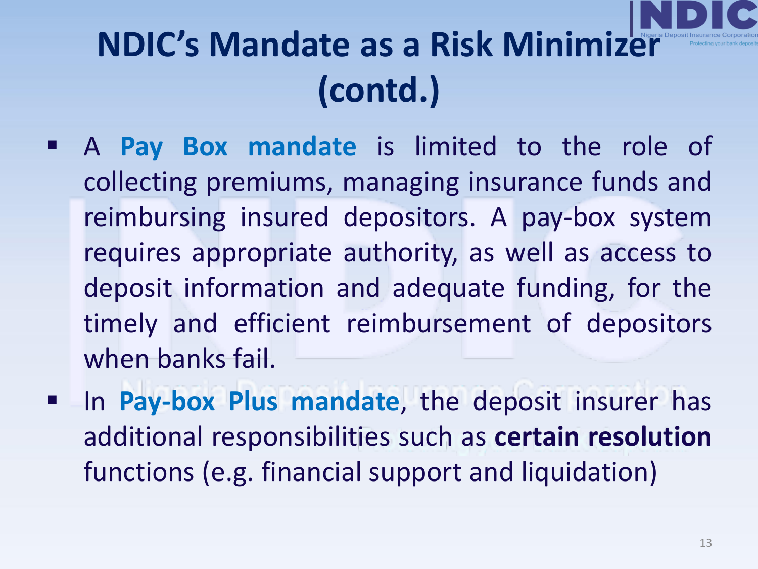# NDIC's Mandate as a Risk Minimizer (contd.)

- A **Pay Box mandate** is limited to the role of collecting premiums, managing insurance funds and reimbursing insured depositors. A pay-box system requires appropriate authority, as well as access to deposit information and adequate funding, for the timely and efficient reimbursement of depositors when banks fail.
- In **Pay-box Plus mandate**, the deposit insurer has additional responsibilities such as **certain resolution** functions (e.g. financial support and liquidation)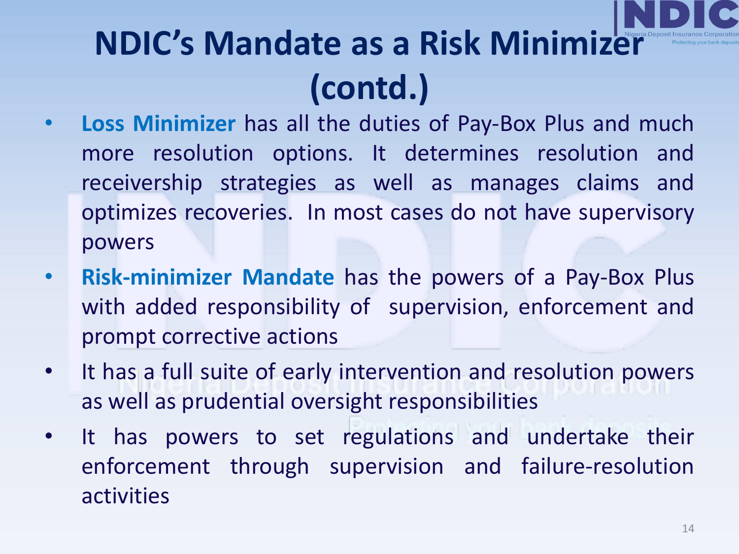# NDIC's Mandate as a Risk Minimizer (contd.)

- **Loss Minimizer** has all the duties of Pay-Box Plus and much more resolution options. It determines resolution and receivership strategies as well as manages claims and optimizes recoveries. In most cases do not have supervisory powers
- **Risk-minimizer Mandate** has the powers of a Pay-Box Plus with added responsibility of supervision, enforcement and prompt corrective actions
- It has a full suite of early intervention and resolution powers as well as prudential oversight responsibilities
- It has powers to set regulations and undertake their enforcement through supervision and failure-resolution activities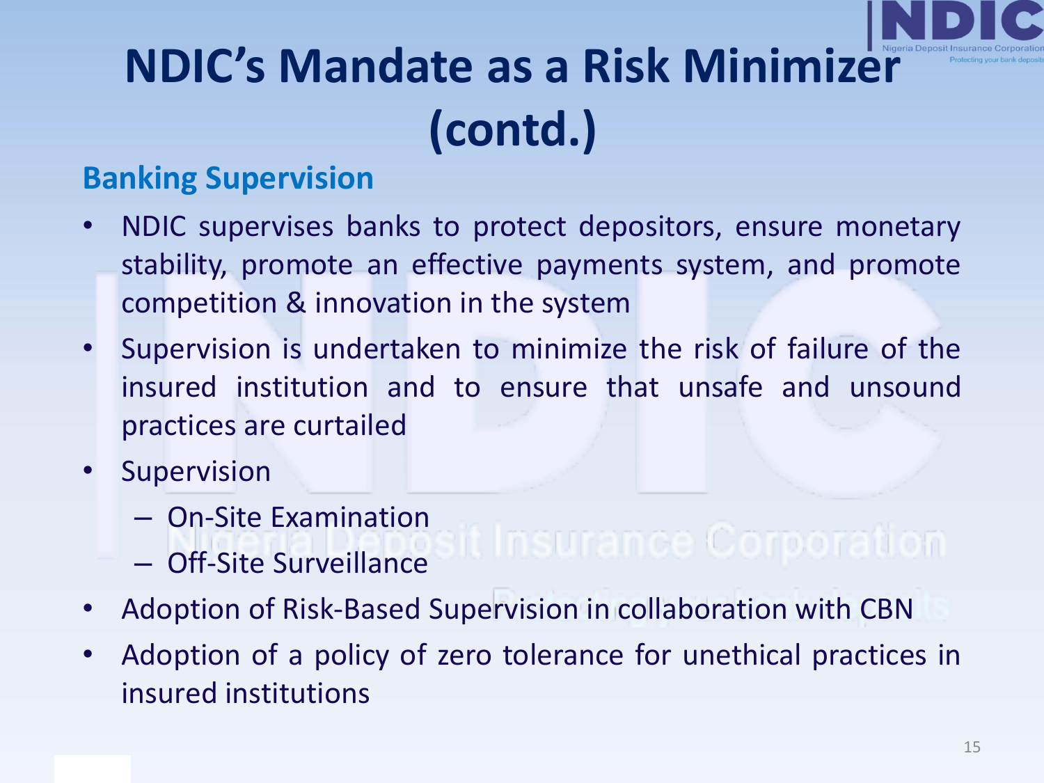# NDIC's Mandate as a Risk Minimizer (contd.)

## Banking Supervision

- NDIC supervises banks to protect depositors, ensure monetary stability, promote an effective payments system, and promote competition & innovation in the system
- Supervision is undertaken to minimize the risk of failure of the insured institution and to ensure that unsafe and unsound practices are curtailed
- Supervision
  - On-Site Examination
  - Off-Site Surveillance
- Adoption of Risk-Based Supervision in collaboration with CBN
- Adoption of a policy of zero tolerance for unethical practices in insured institutions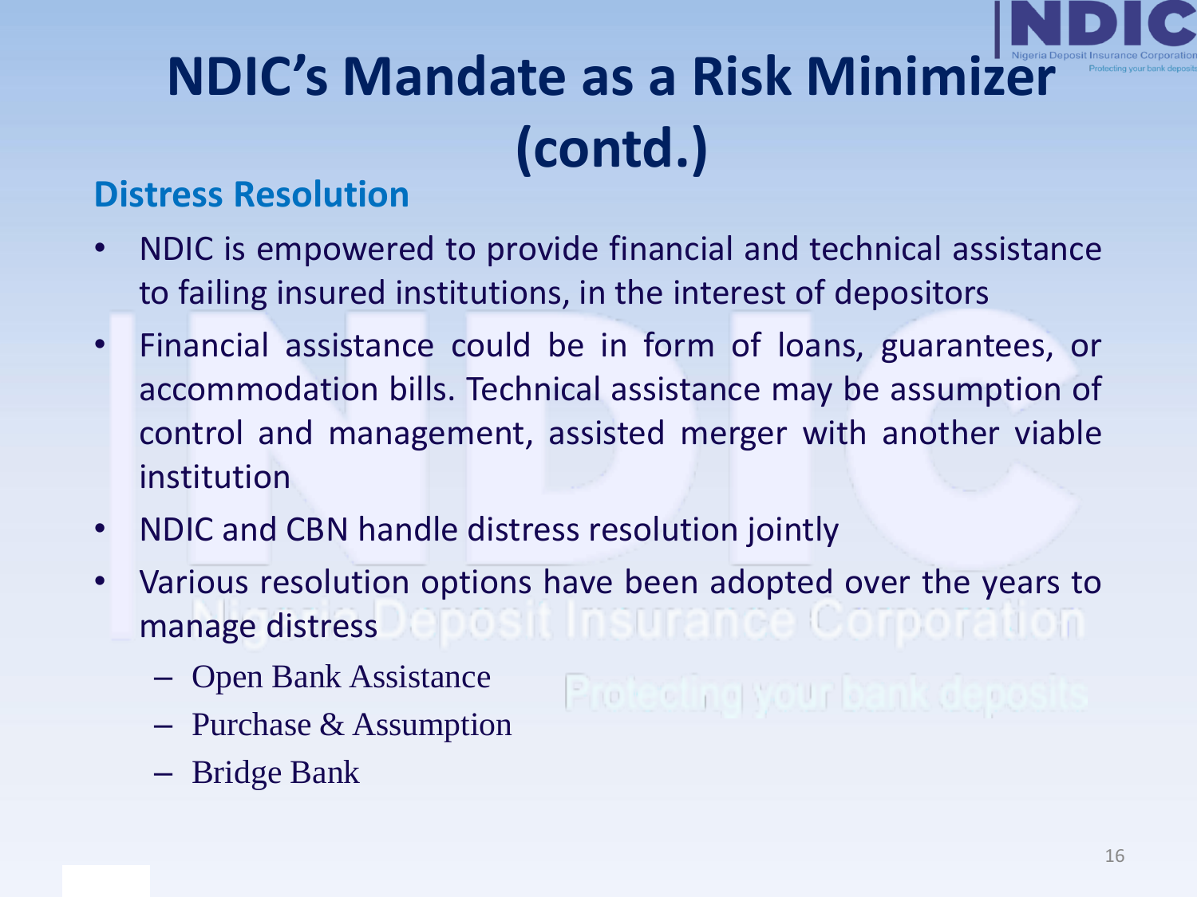# NDIC's Mandate as a Risk Minimizer (contd.)

## Distress Resolution

- NDIC is empowered to provide financial and technical assistance to failing insured institutions, in the interest of depositors
- Financial assistance could be in form of loans, guarantees, or accommodation bills. Technical assistance may be assumption of control and management, assisted merger with another viable institution
- NDIC and CBN handle distress resolution jointly
- Various resolution options have been adopted over the years to manage distress
  - Open Bank Assistance
  - Purchase & Assumption
  - Bridge Bank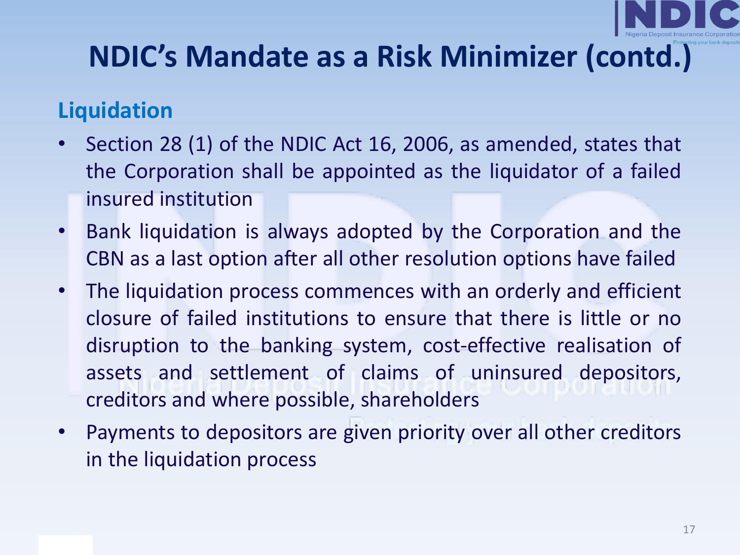# NDIC's Mandate as a Risk Minimizer (contd.)

## Liquidation

- Section 28 (1) of the NDIC Act 16, 2006, as amended, states that the Corporation shall be appointed as the liquidator of a failed insured institution
- Bank liquidation is always adopted by the Corporation and the CBN as a last option after all other resolution options have failed
- The liquidation process commences with an orderly and efficient closure of failed institutions to ensure that there is little or no disruption to the banking system, cost-effective realisation of assets and settlement of claims of uninsured depositors, creditors and where possible, shareholders
- Payments to depositors are given priority over all other creditors in the liquidation process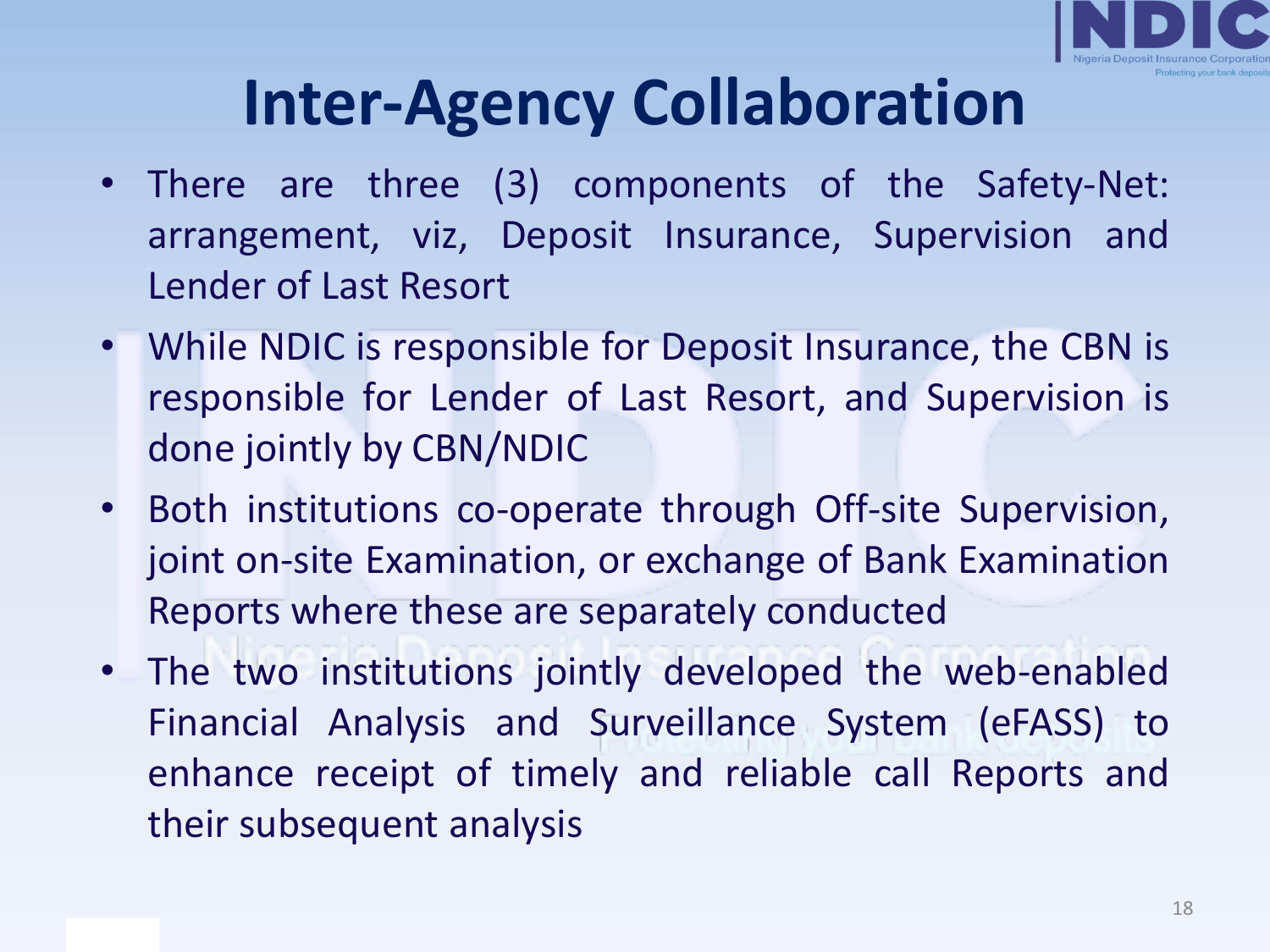# Inter-Agency Collaboration

- There are three (3) components of the Safety-Net: arrangement, viz, Deposit Insurance, Supervision and Lender of Last Resort
- While NDIC is responsible for Deposit Insurance, the CBN is responsible for Lender of Last Resort, and Supervision is done jointly by CBN/NDIC
- Both institutions co-operate through Off-site Supervision, joint on-site Examination, or exchange of Bank Examination Reports where these are separately conducted
- The two institutions jointly developed the web-enabled Financial Analysis and Surveillance System (eFASS) to enhance receipt of timely and reliable call Reports and their subsequent analysis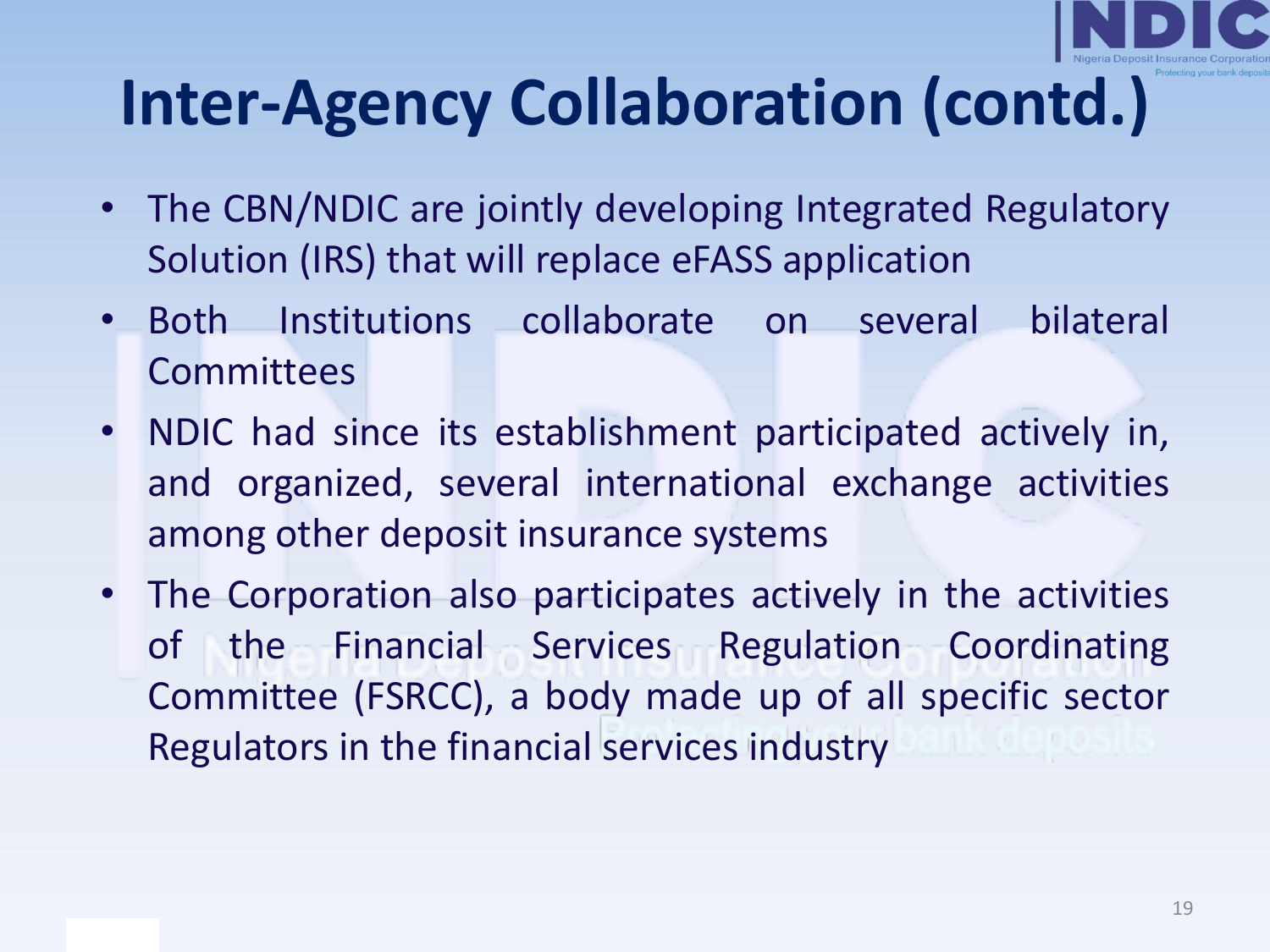# Inter-Agency Collaboration (contd.)

- The CBN/NDIC are jointly developing Integrated Regulatory Solution (IRS) that will replace eFASS application
- Both Institutions collaborate on several bilateral Committees
- NDIC had since its establishment participated actively in, and organized, several international exchange activities among other deposit insurance systems
- The Corporation also participates actively in the activities of the Financial Services Regulation Coordinating Committee (FSRCC), a body made up of all specific sector Regulators in the financial services industry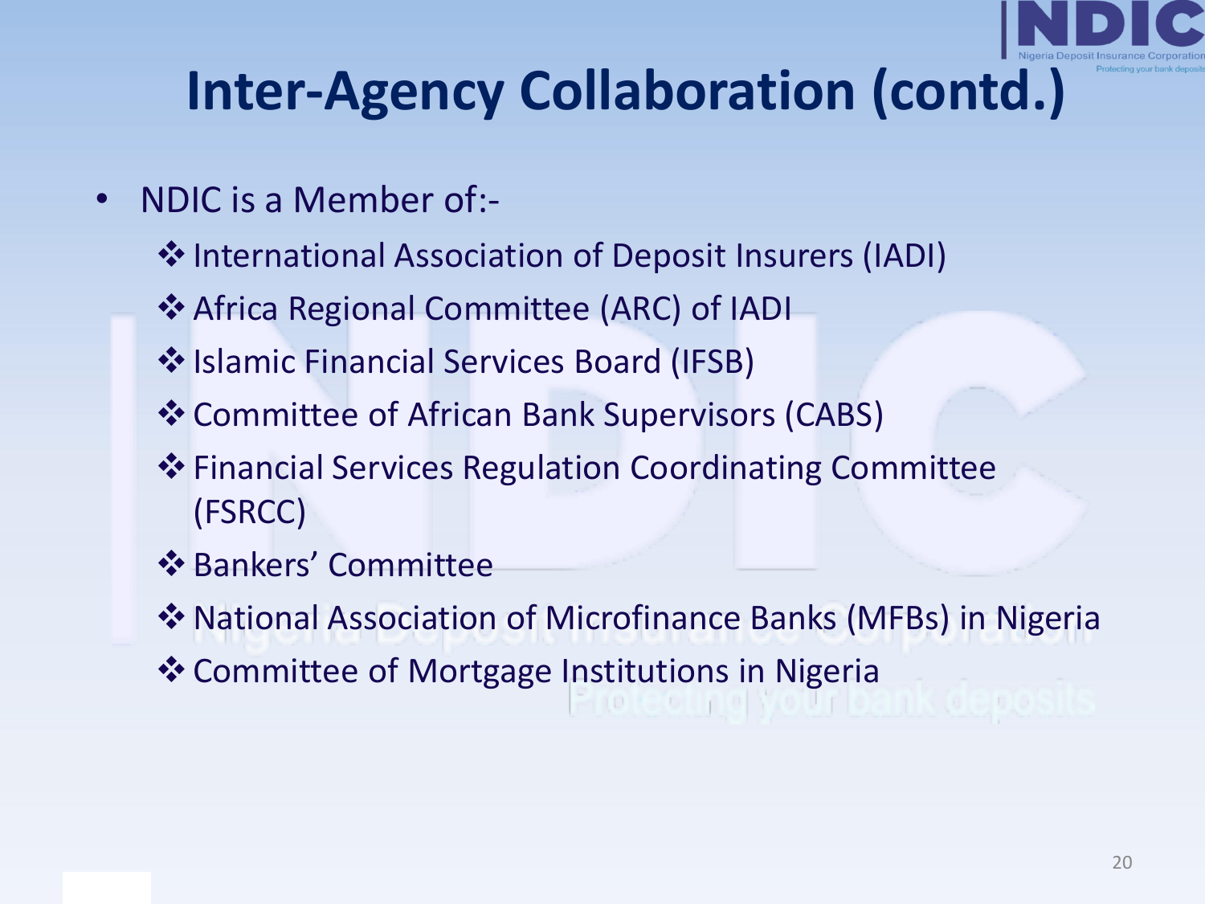# Inter-Agency Collaboration (contd.)

- NDIC is a Member of:-
  - International Association of Deposit Insurers (IADI)
  - Africa Regional Committee (ARC) of IADI
  - Islamic Financial Services Board (IFSB)
  - Committee of African Bank Supervisors (CABS)
  - Financial Services Regulation Coordinating Committee (FSRCC)
  - Bankers' Committee
  - National Association of Microfinance Banks (MFBs) in Nigeria
  - Committee of Mortgage Institutions in Nigeria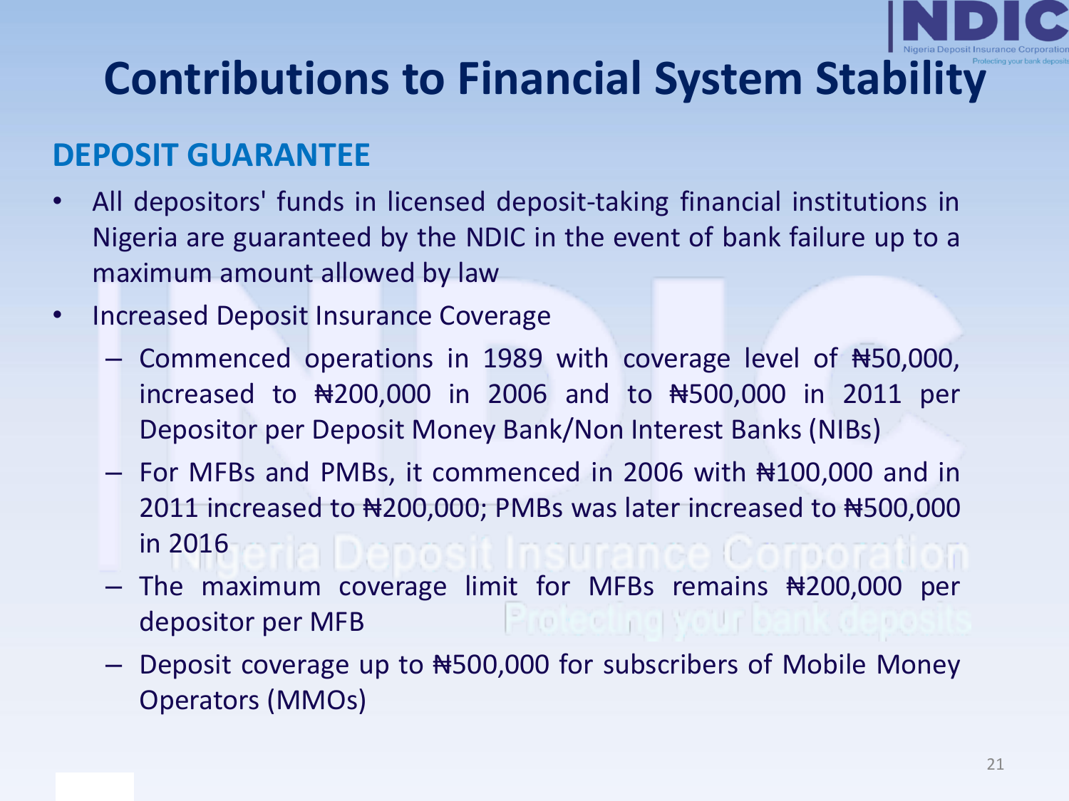# Contributions to Financial System Stability

## DEPOSIT GUARANTEE

- All depositors' funds in licensed deposit-taking financial institutions in Nigeria are guaranteed by the NDIC in the event of bank failure up to a maximum amount allowed by law
- Increased Deposit Insurance Coverage
  - Commenced operations in 1989 with coverage level of ₦50,000, increased to ₦200,000 in 2006 and to ₦500,000 in 2011 per Depositor per Deposit Money Bank/Non Interest Banks (NIBs)
  - For MFBs and PMBs, it commenced in 2006 with ₦100,000 and in 2011 increased to ₦200,000; PMBs was later increased to ₦500,000 in 2016
  - The maximum coverage limit for MFBs remains ₦200,000 per depositor per MFB
  - Deposit coverage up to ₦500,000 for subscribers of Mobile Money Operators (MMOs)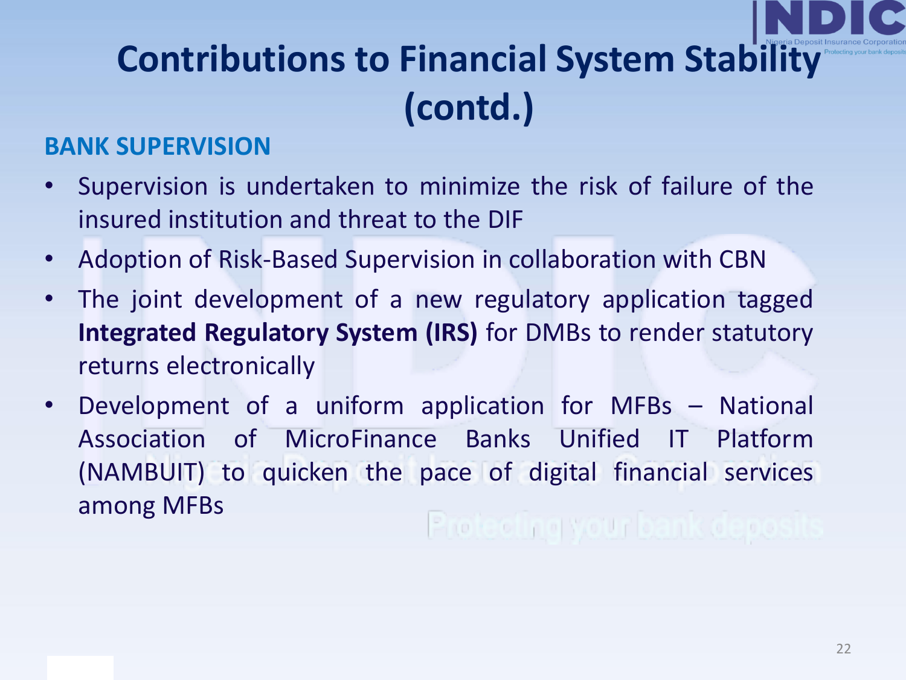# Contributions to Financial System Stability (contd.)

## BANK SUPERVISION

- Supervision is undertaken to minimize the risk of failure of the insured institution and threat to the DIF
- Adoption of Risk-Based Supervision in collaboration with CBN
- The joint development of a new regulatory application tagged **Integrated Regulatory System (IRS)** for DMBs to render statutory returns electronically
- Development of a uniform application for MFBs – National Association of MicroFinance Banks Unified IT Platform (NAMBUIT) to quicken the pace of digital financial services among MFBs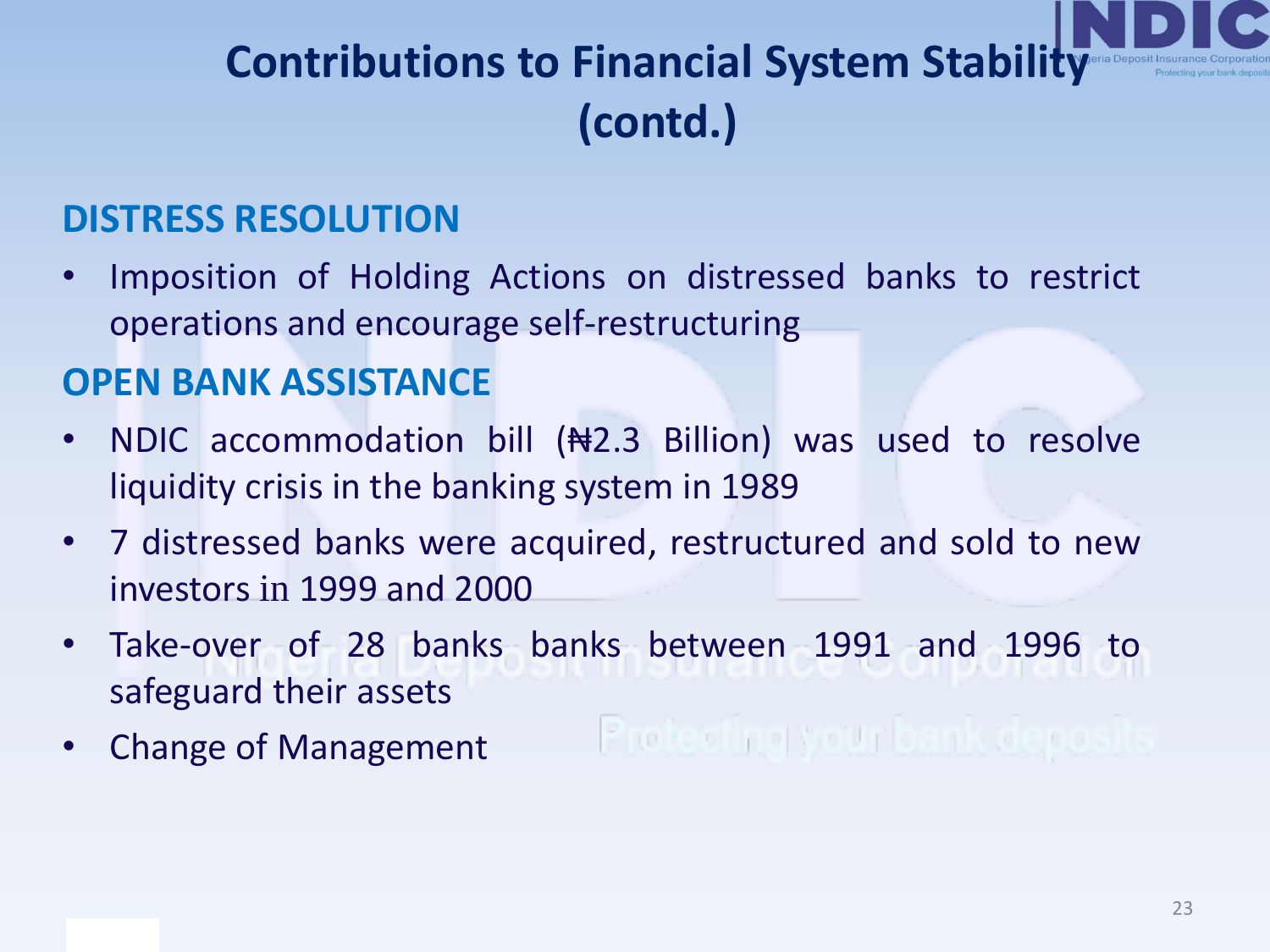# Contributions to Financial System Stability (contd.)

## DISTRESS RESOLUTION

- Imposition of Holding Actions on distressed banks to restrict operations and encourage self-restructuring

## OPEN BANK ASSISTANCE

- NDIC accommodation bill (₦2.3 Billion) was used to resolve liquidity crisis in the banking system in 1989
- 7 distressed banks were acquired, restructured and sold to new investors in 1999 and 2000
- Take-over of 28 banks banks between 1991 and 1996 to safeguard their assets
- Change of Management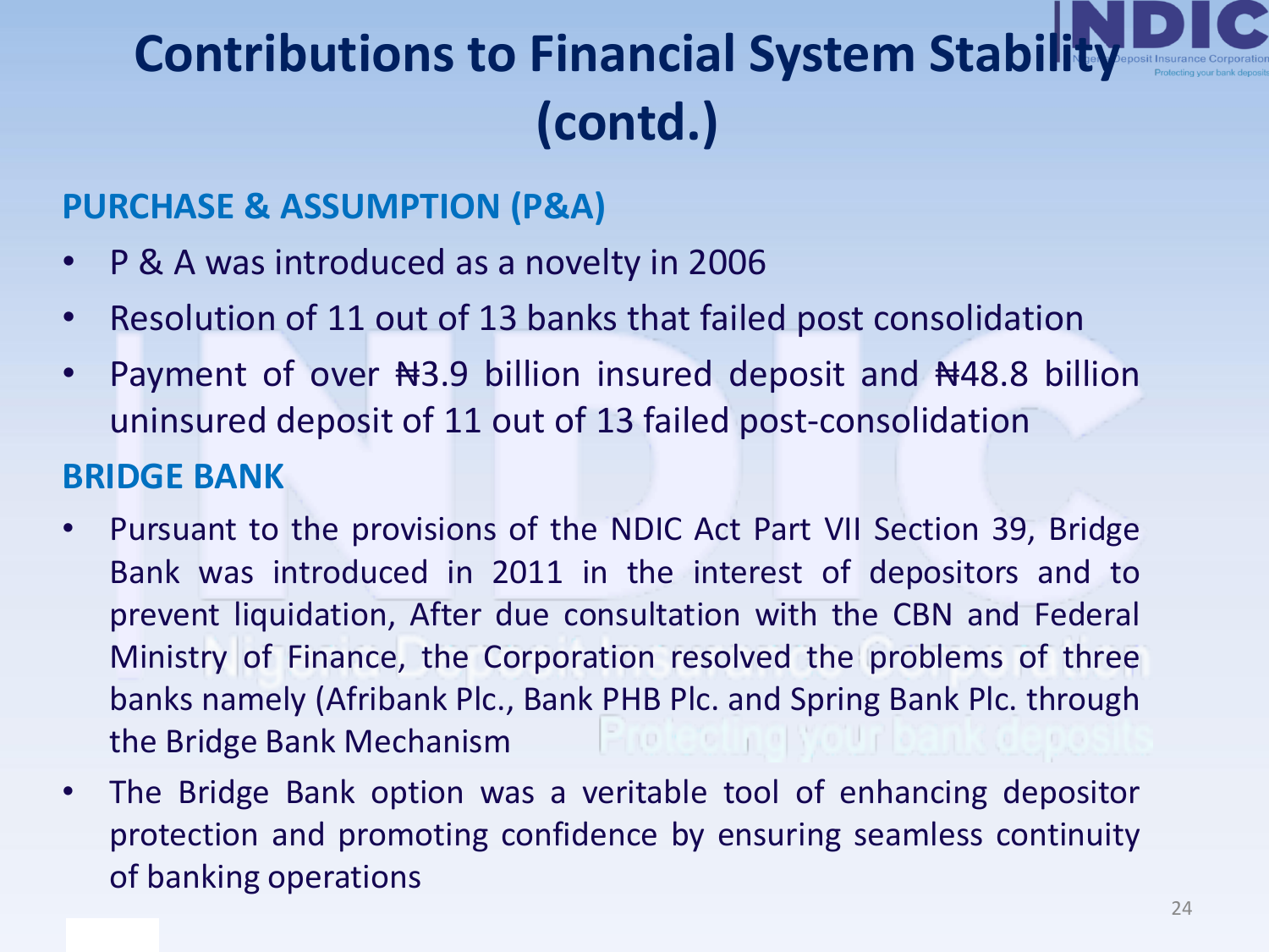# Contributions to Financial System Stability (contd.)

## PURCHASE & ASSUMPTION (P&A)

- P & A was introduced as a novelty in 2006
- Resolution of 11 out of 13 banks that failed post consolidation
- Payment of over ₦3.9 billion insured deposit and ₦48.8 billion uninsured deposit of 11 out of 13 failed post-consolidation

## BRIDGE BANK

- Pursuant to the provisions of the NDIC Act Part VII Section 39, Bridge Bank was introduced in 2011 in the interest of depositors and to prevent liquidation, After due consultation with the CBN and Federal Ministry of Finance, the Corporation resolved the problems of three banks namely (Afribank Plc., Bank PHB Plc. and Spring Bank Plc. through the Bridge Bank Mechanism
- The Bridge Bank option was a veritable tool of enhancing depositor protection and promoting confidence by ensuring seamless continuity of banking operations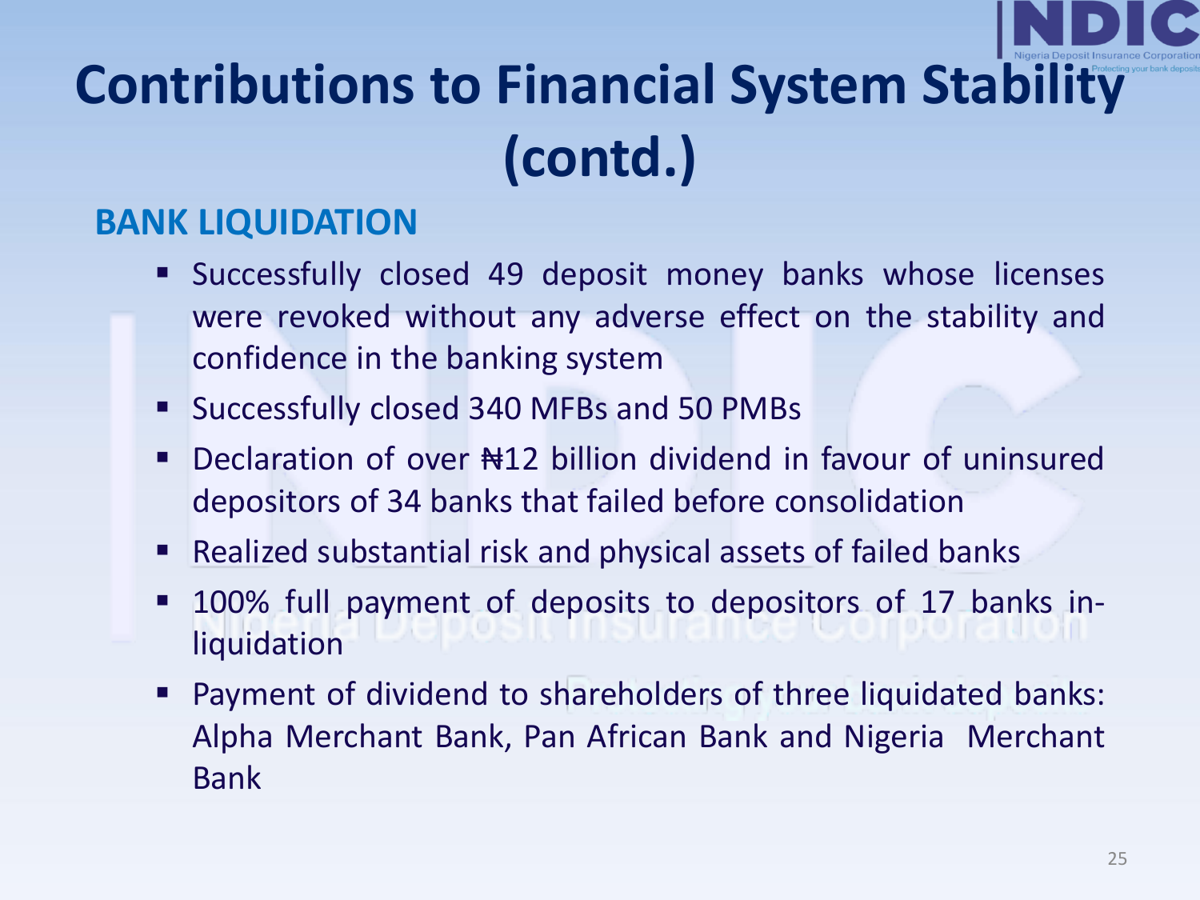# Contributions to Financial System Stability (contd.)

## BANK LIQUIDATION

- Successfully closed 49 deposit money banks whose licenses were revoked without any adverse effect on the stability and confidence in the banking system
- Successfully closed 340 MFBs and 50 PMBs
- Declaration of over ₦12 billion dividend in favour of uninsured depositors of 34 banks that failed before consolidation
- Realized substantial risk and physical assets of failed banks
- 100% full payment of deposits to depositors of 17 banks in-liquidation
- Payment of dividend to shareholders of three liquidated banks: Alpha Merchant Bank, Pan African Bank and Nigeria Merchant Bank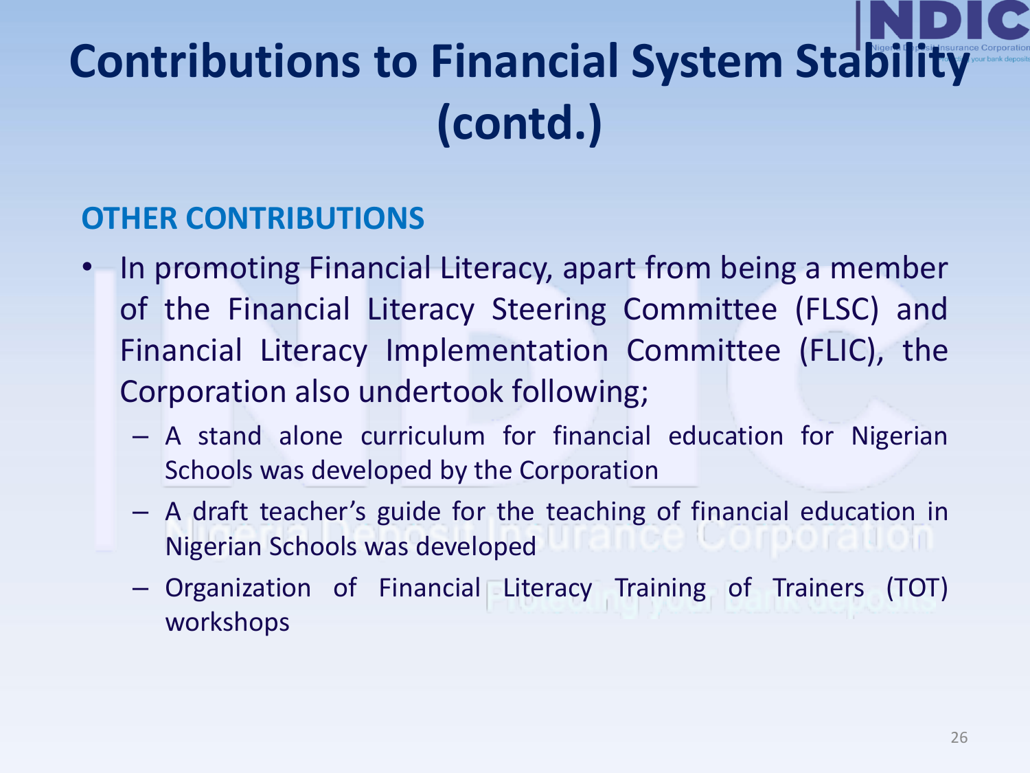# Contributions to Financial System Stability (contd.)

## OTHER CONTRIBUTIONS

- In promoting Financial Literacy, apart from being a member of the Financial Literacy Steering Committee (FLSC) and Financial Literacy Implementation Committee (FLIC), the Corporation also undertook following;
  - A stand alone curriculum for financial education for Nigerian Schools was developed by the Corporation
  - A draft teacher's guide for the teaching of financial education in Nigerian Schools was developed
  - Organization of Financial Literacy Training of Trainers (TOT) workshops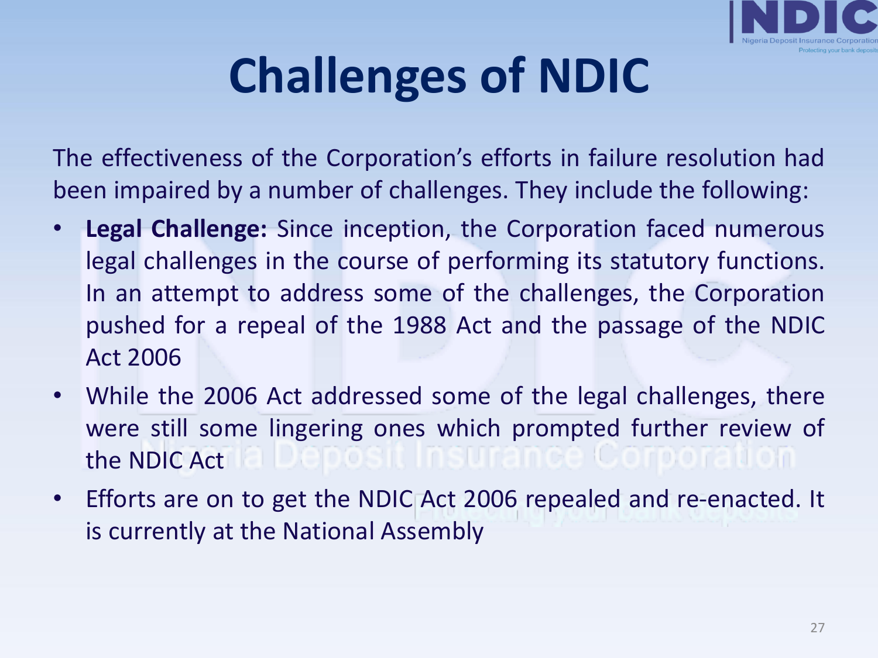# Challenges of NDIC

The effectiveness of the Corporation's efforts in failure resolution had been impaired by a number of challenges. They include the following:

- **Legal Challenge:** Since inception, the Corporation faced numerous legal challenges in the course of performing its statutory functions. In an attempt to address some of the challenges, the Corporation pushed for a repeal of the 1988 Act and the passage of the NDIC Act 2006
- While the 2006 Act addressed some of the legal challenges, there were still some lingering ones which prompted further review of the NDIC Act
- Efforts are on to get the NDIC Act 2006 repealed and re-enacted. It is currently at the National Assembly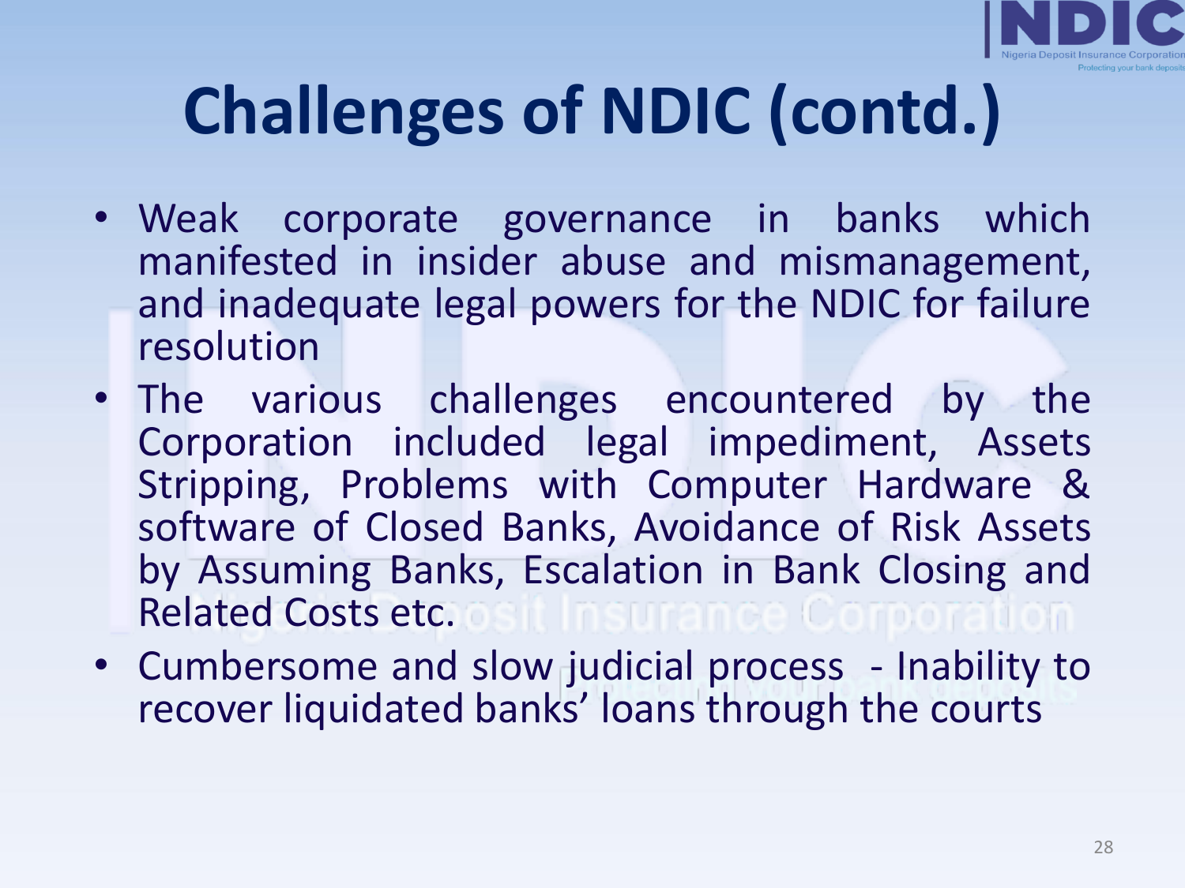# Challenges of NDIC (contd.)

- Weak corporate governance in banks which manifested in insider abuse and mismanagement, and inadequate legal powers for the NDIC for failure resolution
- The various challenges encountered by the Corporation included legal impediment, Assets Stripping, Problems with Computer Hardware & software of Closed Banks, Avoidance of Risk Assets by Assuming Banks, Escalation in Bank Closing and Related Costs etc.
- Cumbersome and slow judicial process - Inability to recover liquidated banks' loans through the courts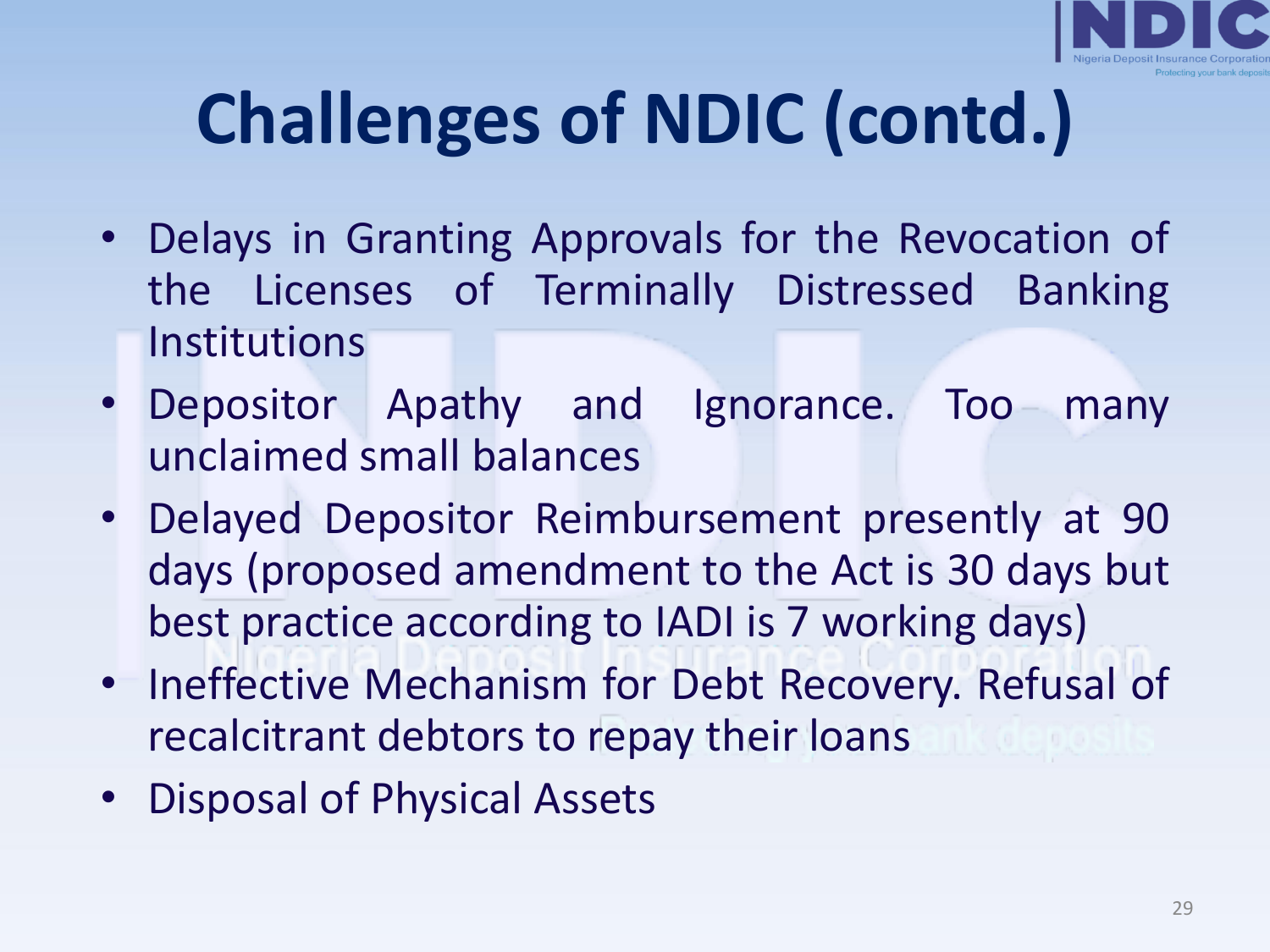# Challenges of NDIC (contd.)

- Delays in Granting Approvals for the Revocation of the Licenses of Terminally Distressed Banking Institutions
- Depositor Apathy and Ignorance. Too many unclaimed small balances
- Delayed Depositor Reimbursement presently at 90 days (proposed amendment to the Act is 30 days but best practice according to IADI is 7 working days)
- Ineffective Mechanism for Debt Recovery. Refusal of recalcitrant debtors to repay their loans
- Disposal of Physical Assets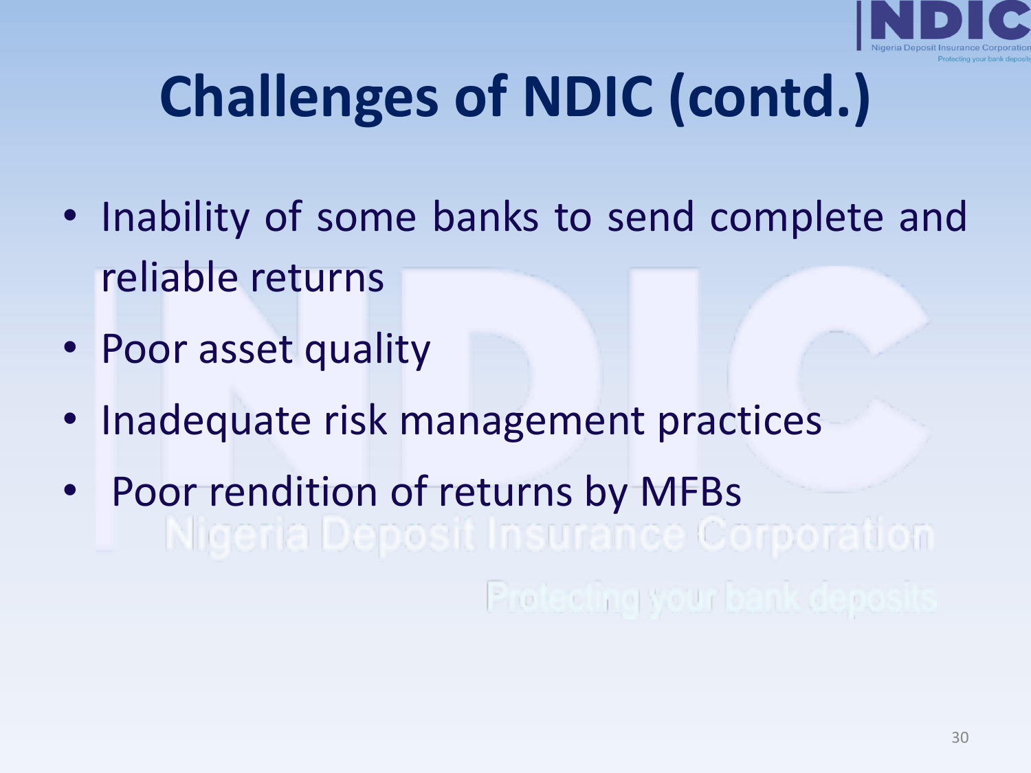# Challenges of NDIC (contd.)

- Inability of some banks to send complete and reliable returns
- Poor asset quality
- Inadequate risk management practices
- Poor rendition of returns by MFBs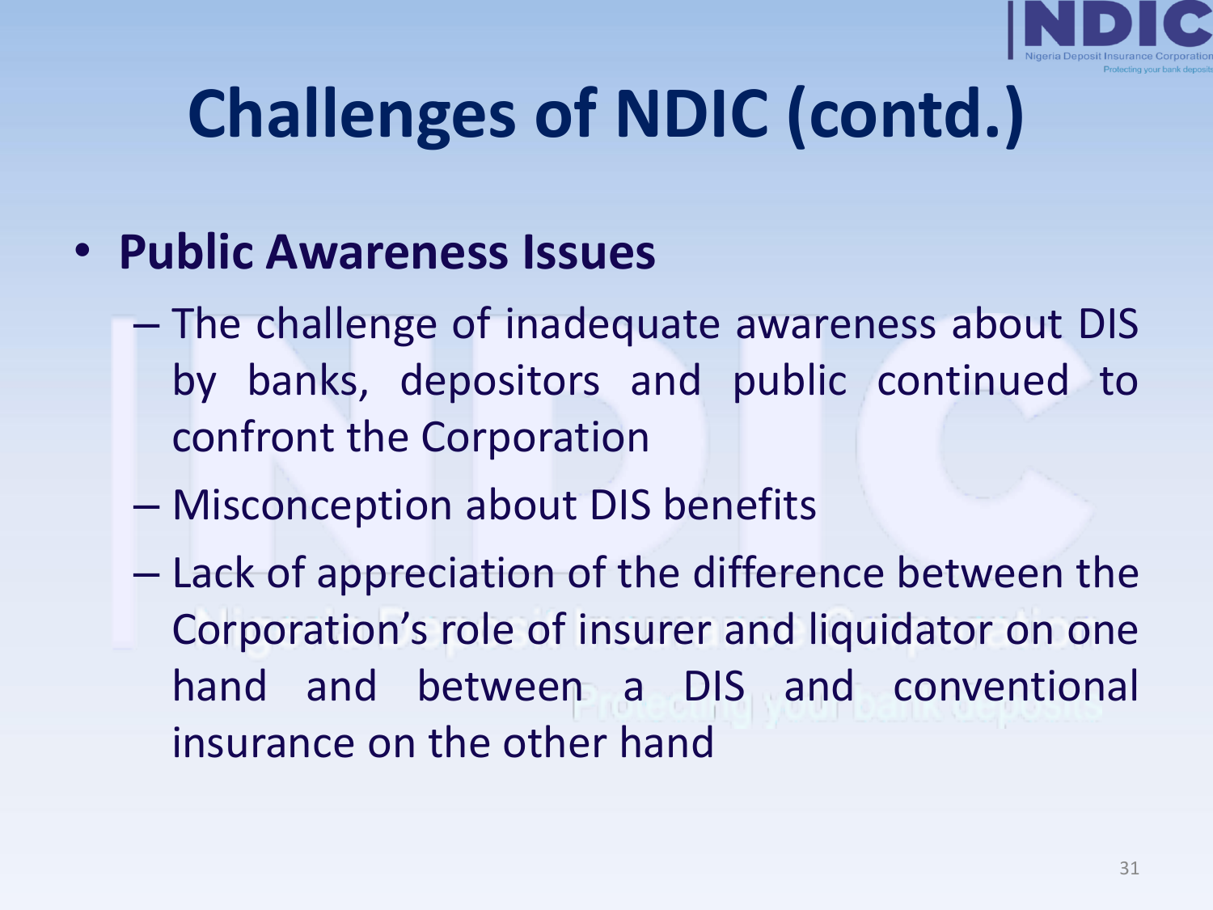# Challenges of NDIC (contd.)

- **Public Awareness Issues**
  - The challenge of inadequate awareness about DIS by banks, depositors and public continued to confront the Corporation
  - Misconception about DIS benefits
  - Lack of appreciation of the difference between the Corporation's role of insurer and liquidator on one hand and between a DIS and conventional insurance on the other hand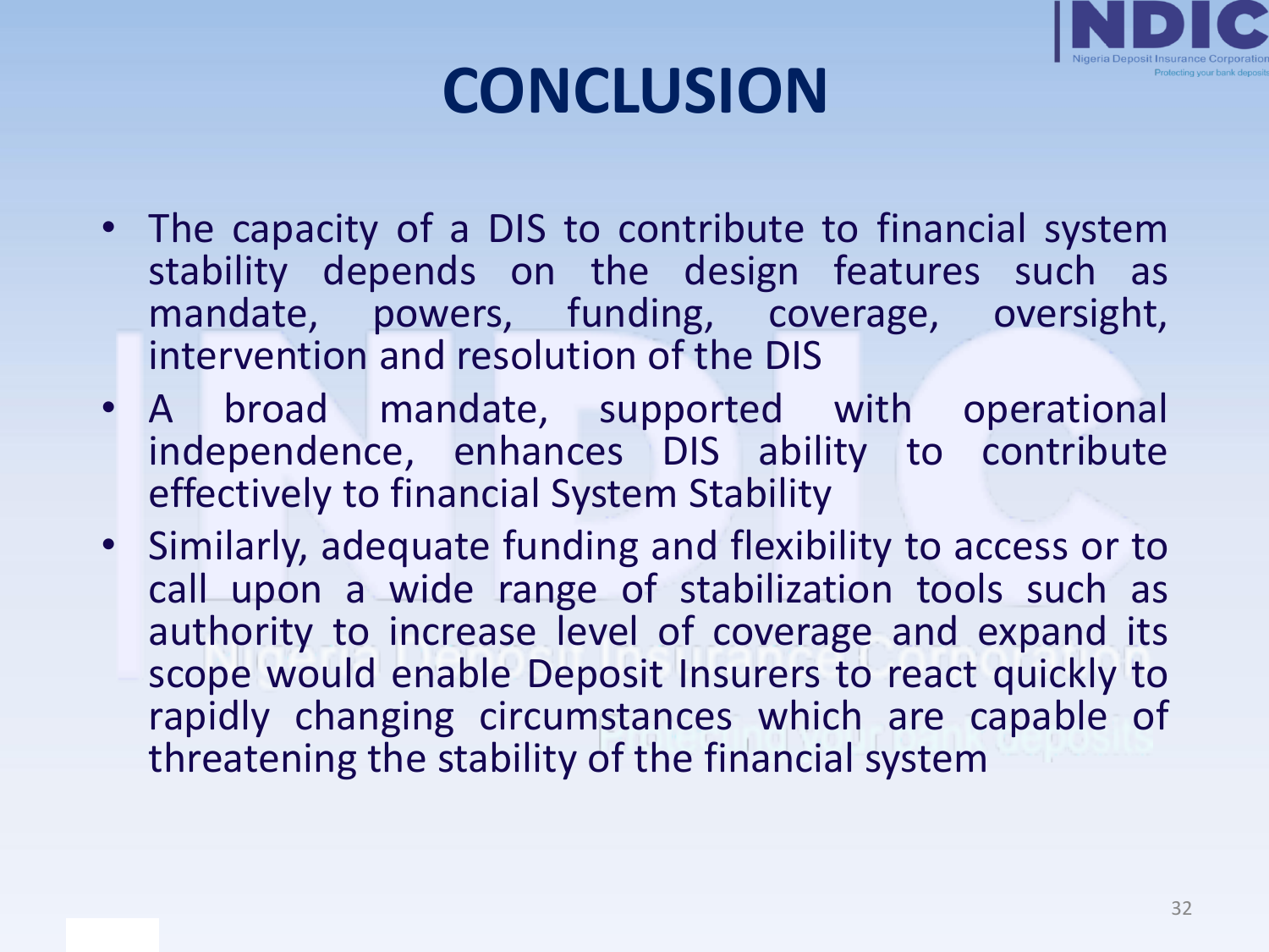# CONCLUSION

- The capacity of a DIS to contribute to financial system stability depends on the design features such as mandate, powers, funding, coverage, oversight, intervention and resolution of the DIS
- A broad mandate, supported with operational independence, enhances DIS ability to contribute effectively to financial System Stability
- Similarly, adequate funding and flexibility to access or to call upon a wide range of stabilization tools such as authority to increase level of coverage and expand its scope would enable Deposit Insurers to react quickly to rapidly changing circumstances which are capable of threatening the stability of the financial system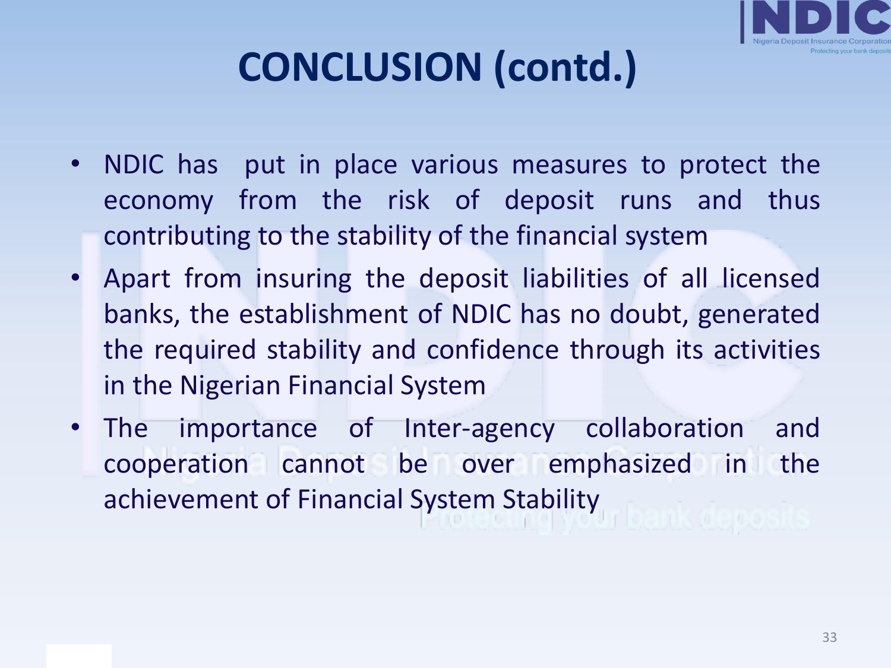# CONCLUSION (contd.)

- NDIC has put in place various measures to protect the economy from the risk of deposit runs and thus contributing to the stability of the financial system
- Apart from insuring the deposit liabilities of all licensed banks, the establishment of NDIC has no doubt, generated the required stability and confidence through its activities in the Nigerian Financial System
- The importance of Inter-agency collaboration and cooperation cannot be over emphasized in the achievement of Financial System Stability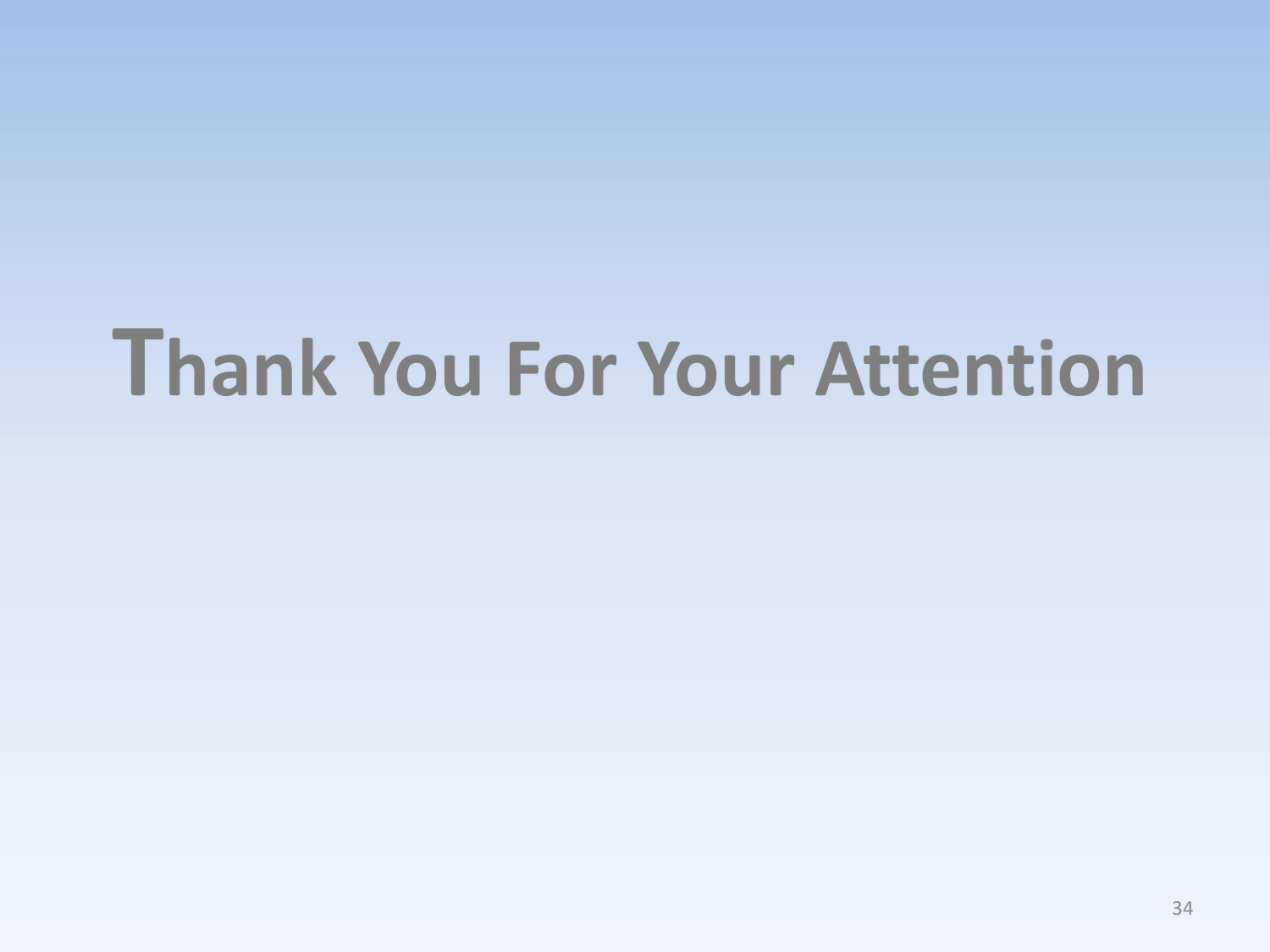# Thank You For Your Attention